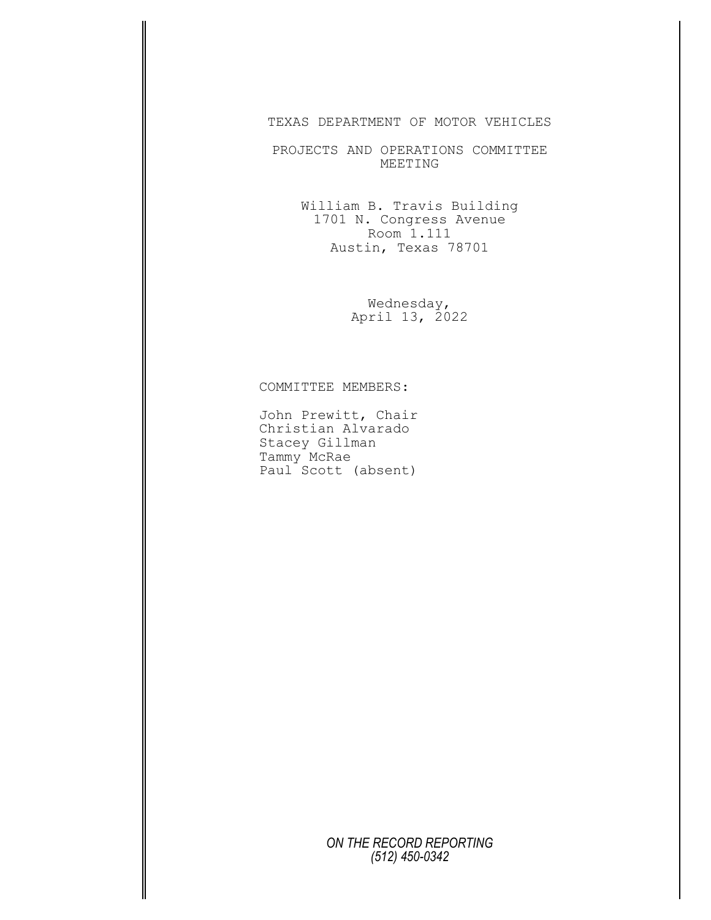# TEXAS DEPARTMENT OF MOTOR VEHICLES

## PROJECTS AND OPERATIONS COMMITTEE MEETING

William B. Travis Building
1701 N. Congress Avenue
Room 1.111
Austin, Texas 78701

Wednesday,
April 13, 2022

COMMITTEE MEMBERS:

John Prewitt, Chair
Christian Alvarado
Stacey Gillman
Tammy McRae
Paul Scott (absent)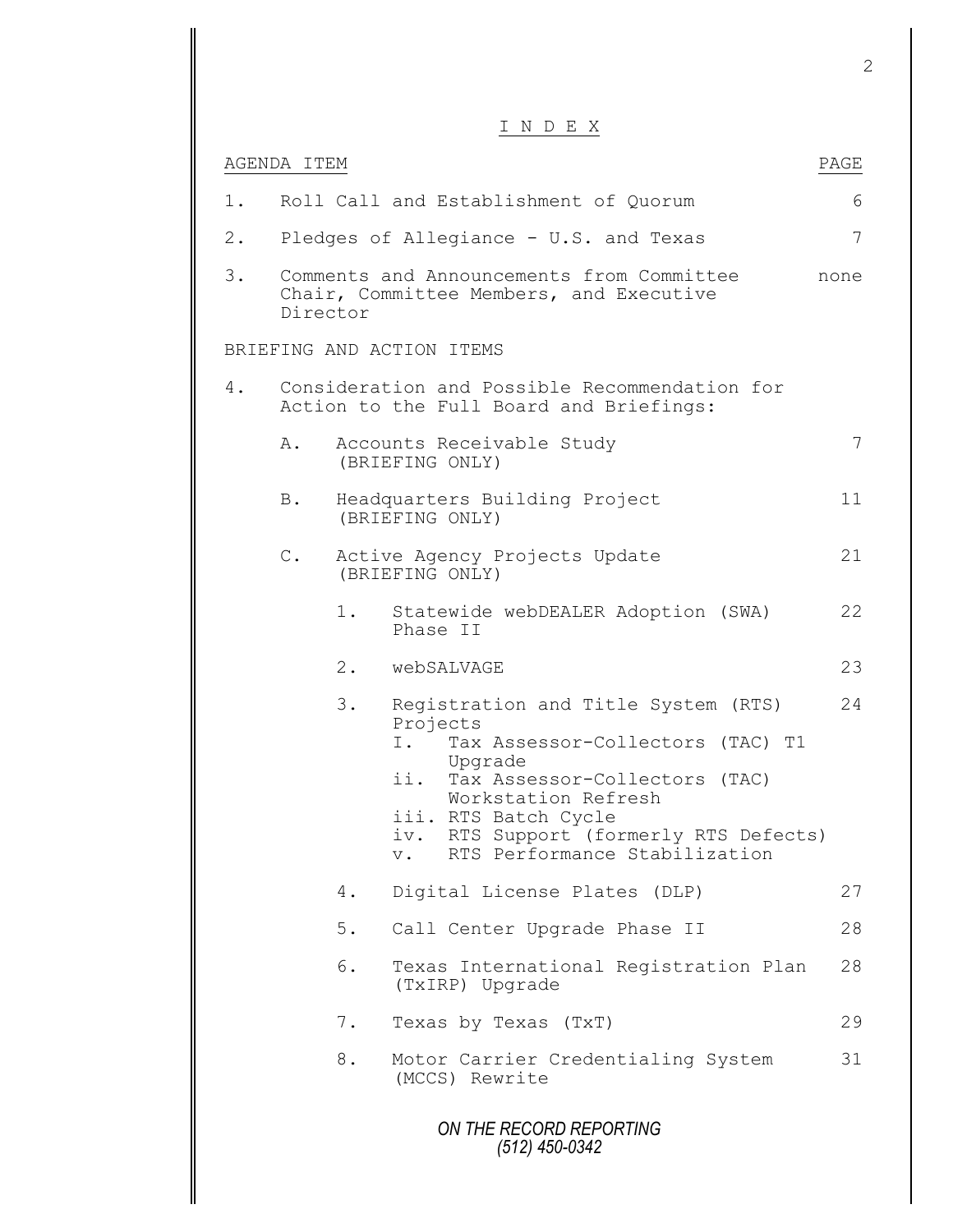# I N D E X

| AGENDA ITEM | PAGE |
|---|---|
| 1. Roll Call and Establishment of Quorum | 6 |
| 2. Pledges of Allegiance - U.S. and Texas | 7 |
| 3. Comments and Announcements from Committee Chair, Committee Members, and Executive Director | none |
| **BRIEFING AND ACTION ITEMS** | |
| 4. Consideration and Possible Recommendation for Action to the Full Board and Briefings: | |
| A. Accounts Receivable Study (BRIEFING ONLY) | 7 |
| B. Headquarters Building Project (BRIEFING ONLY) | 11 |
| C. Active Agency Projects Update (BRIEFING ONLY) | 21 |
| 1. Statewide webDEALER Adoption (SWA) Phase II | 22 |
| 2. webSALVAGE | 23 |
| 3. Registration and Title System (RTS) Projects<br>I. Tax Assessor-Collectors (TAC) T1 Upgrade<br>ii. Tax Assessor-Collectors (TAC) Workstation Refresh<br>iii. RTS Batch Cycle<br>iv. RTS Support (formerly RTS Defects)<br>v. RTS Performance Stabilization | 24 |
| 4. Digital License Plates (DLP) | 27 |
| 5. Call Center Upgrade Phase II | 28 |
| 6. Texas International Registration Plan (TxIRP) Upgrade | 28 |
| 7. Texas by Texas (TxT) | 29 |
| 8. Motor Carrier Credentialing System (MCCS) Rewrite | 31 |

*ON THE RECORD REPORTING*
*(512) 450-0342*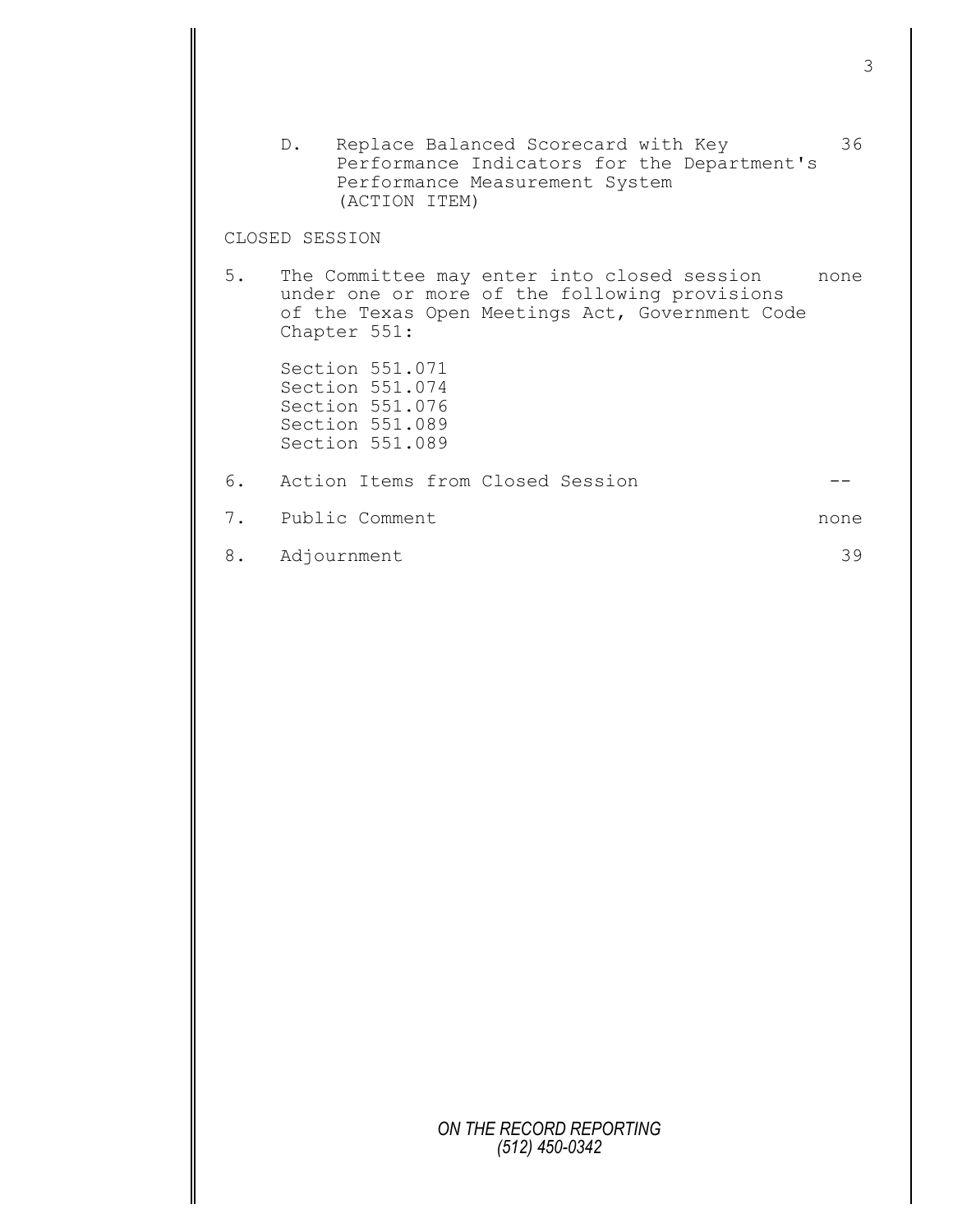| | | |
|---|---|---|
| D. | Replace Balanced Scorecard with Key Performance Indicators for the Department's Performance Measurement System (ACTION ITEM) | 36 |

CLOSED SESSION

| | | |
|---|---|---|
| 5. | The Committee may enter into closed session under one or more of the following provisions of the Texas Open Meetings Act, Government Code Chapter 551:<br><br>Section 551.071<br>Section 551.074<br>Section 551.076<br>Section 551.089<br>Section 551.089 | none |
| 6. | Action Items from Closed Session | -- |
| 7. | Public Comment | none |
| 8. | Adjournment | 39 |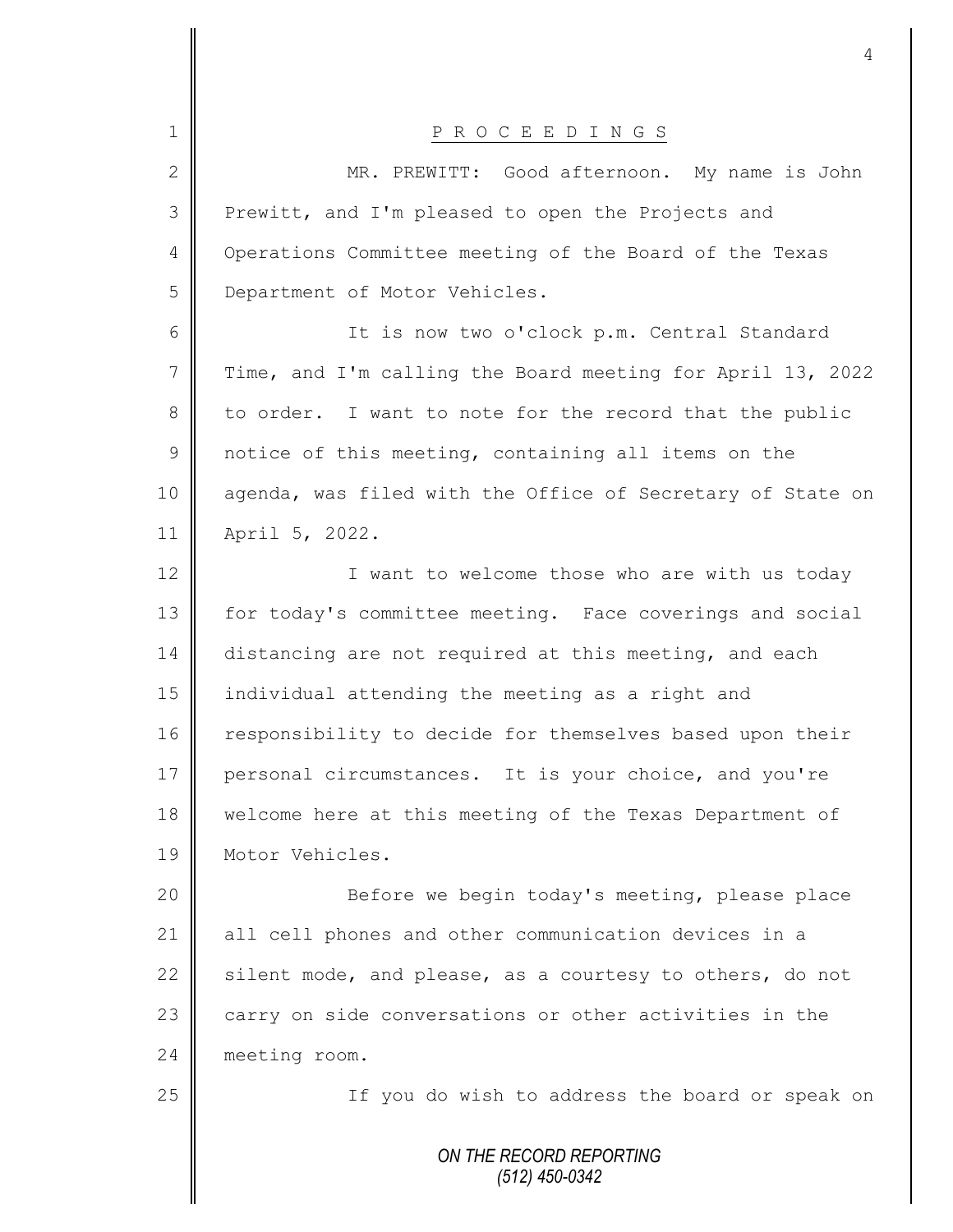# P R O C E E D I N G S

MR. PREWITT: Good afternoon. My name is John Prewitt, and I'm pleased to open the Projects and Operations Committee meeting of the Board of the Texas Department of Motor Vehicles.

It is now two o'clock p.m. Central Standard Time, and I'm calling the Board meeting for April 13, 2022 to order. I want to note for the record that the public notice of this meeting, containing all items on the agenda, was filed with the Office of Secretary of State on April 5, 2022.

I want to welcome those who are with us today for today's committee meeting. Face coverings and social distancing are not required at this meeting, and each individual attending the meeting as a right and responsibility to decide for themselves based upon their personal circumstances. It is your choice, and you're welcome here at this meeting of the Texas Department of Motor Vehicles.

Before we begin today's meeting, please place all cell phones and other communication devices in a silent mode, and please, as a courtesy to others, do not carry on side conversations or other activities in the meeting room.

If you do wish to address the board or speak on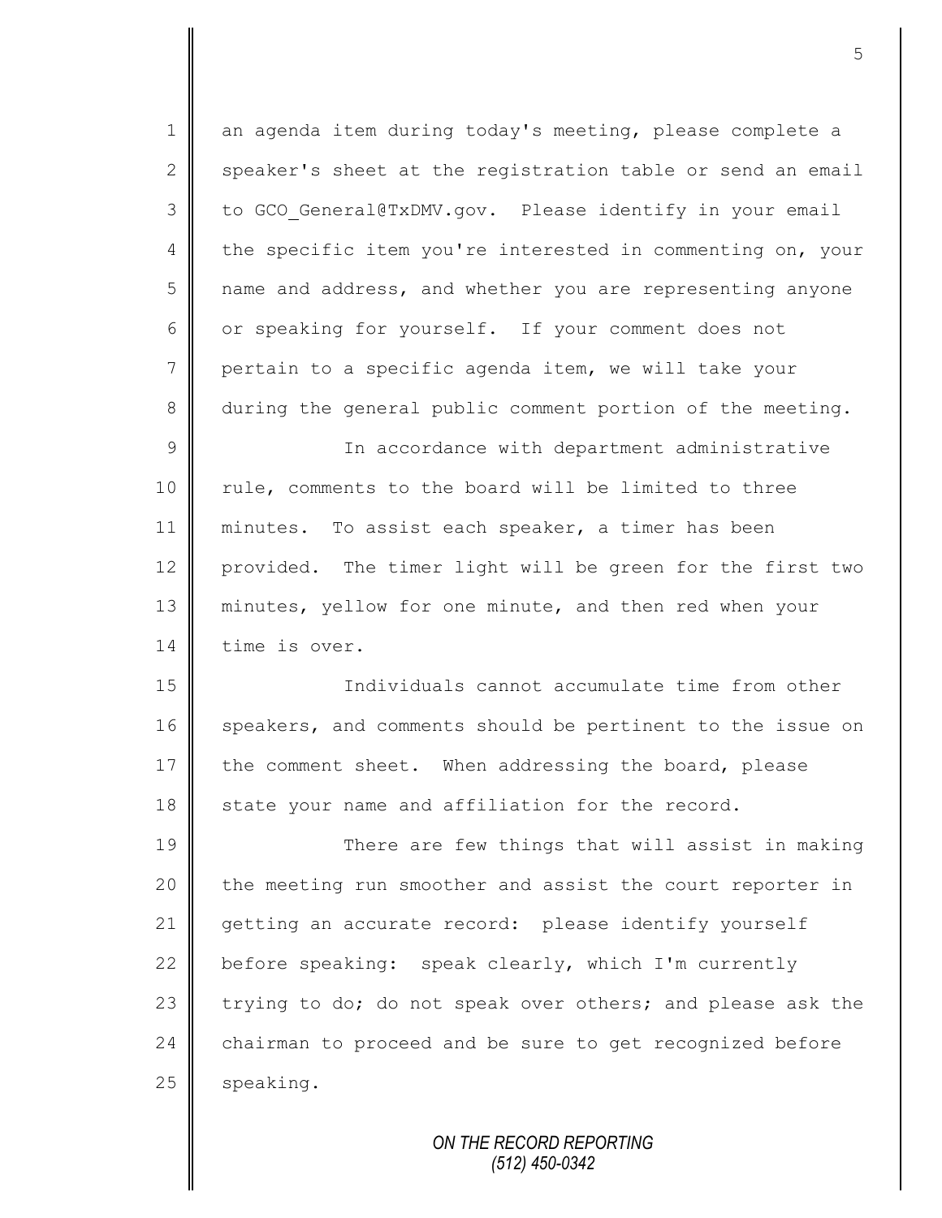an agenda item during today's meeting, please complete a speaker's sheet at the registration table or send an email to GCO_General@TxDMV.gov. Please identify in your email the specific item you're interested in commenting on, your name and address, and whether you are representing anyone or speaking for yourself. If your comment does not pertain to a specific agenda item, we will take your during the general public comment portion of the meeting.

In accordance with department administrative rule, comments to the board will be limited to three minutes. To assist each speaker, a timer has been provided. The timer light will be green for the first two minutes, yellow for one minute, and then red when your time is over.

Individuals cannot accumulate time from other speakers, and comments should be pertinent to the issue on the comment sheet. When addressing the board, please state your name and affiliation for the record.

There are few things that will assist in making the meeting run smoother and assist the court reporter in getting an accurate record: please identify yourself before speaking: speak clearly, which I'm currently trying to do; do not speak over others; and please ask the chairman to proceed and be sure to get recognized before speaking.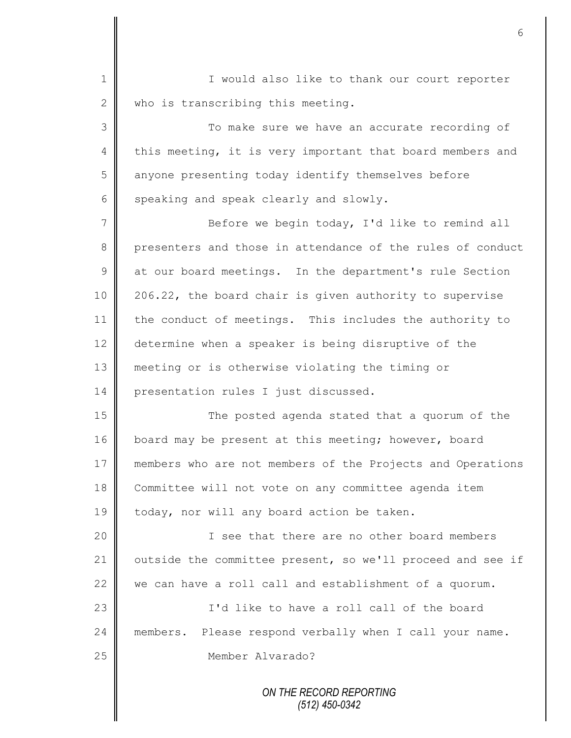I would also like to thank our court reporter who is transcribing this meeting.

To make sure we have an accurate recording of this meeting, it is very important that board members and anyone presenting today identify themselves before speaking and speak clearly and slowly.

Before we begin today, I'd like to remind all presenters and those in attendance of the rules of conduct at our board meetings. In the department's rule Section 206.22, the board chair is given authority to supervise the conduct of meetings. This includes the authority to determine when a speaker is being disruptive of the meeting or is otherwise violating the timing or presentation rules I just discussed.

The posted agenda stated that a quorum of the board may be present at this meeting; however, board members who are not members of the Projects and Operations Committee will not vote on any committee agenda item today, nor will any board action be taken.

I see that there are no other board members outside the committee present, so we'll proceed and see if we can have a roll call and establishment of a quorum.

I'd like to have a roll call of the board members. Please respond verbally when I call your name.

Member Alvarado?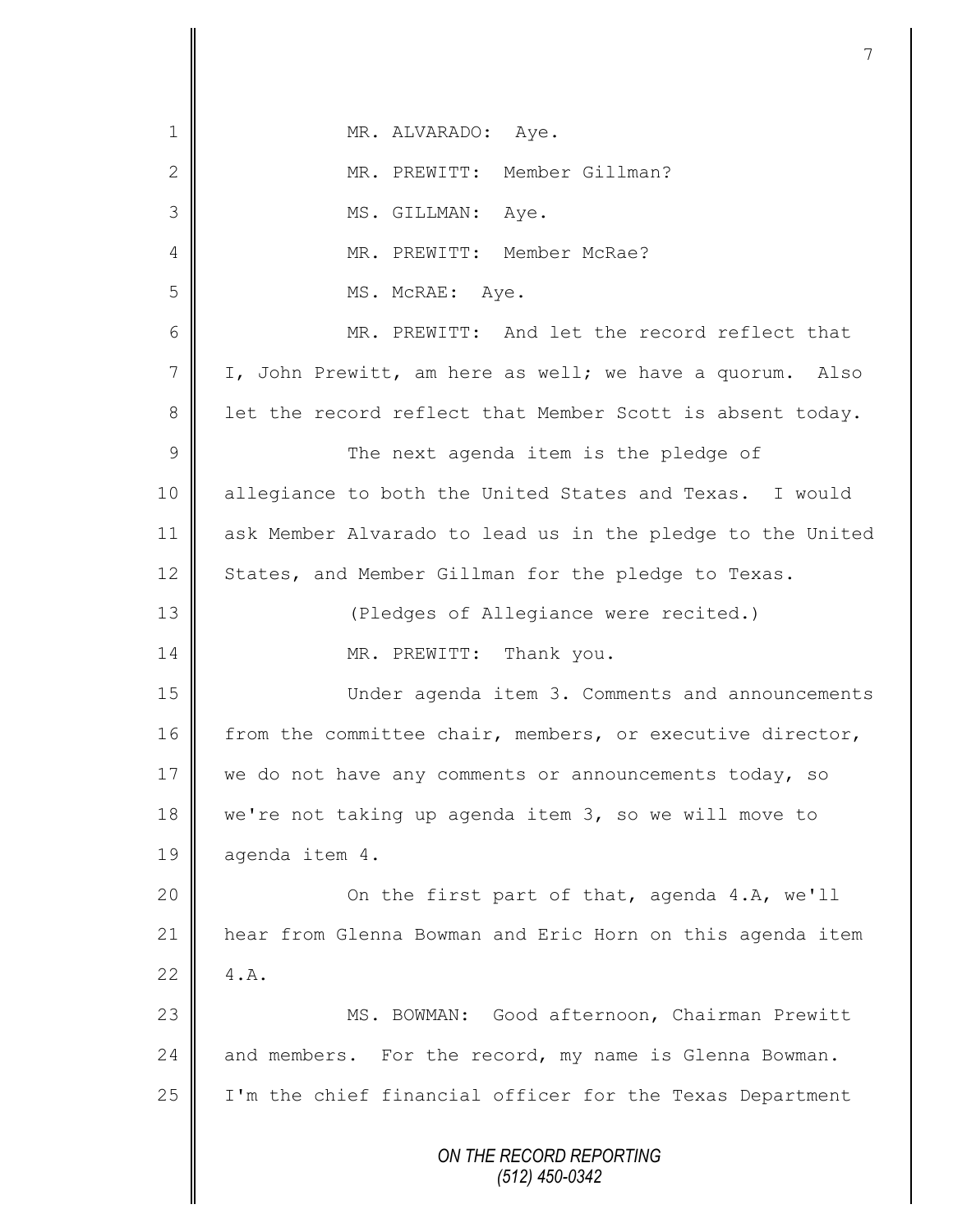1 MR. ALVARADO: Aye.

2 MR. PREWITT: Member Gillman?

3 MS. GILLMAN: Aye.

4 MR. PREWITT: Member McRae?

5 MS. McRAE: Aye.

6 MR. PREWITT: And let the record reflect that

7 I, John Prewitt, am here as well; we have a quorum. Also

8 let the record reflect that Member Scott is absent today.

9 The next agenda item is the pledge of

10 allegiance to both the United States and Texas. I would

11 ask Member Alvarado to lead us in the pledge to the United

12 States, and Member Gillman for the pledge to Texas.

13 (Pledges of Allegiance were recited.)

14 MR. PREWITT: Thank you.

15 Under agenda item 3. Comments and announcements

16 from the committee chair, members, or executive director,

17 we do not have any comments or announcements today, so

18 we're not taking up agenda item 3, so we will move to

19 agenda item 4.

20 On the first part of that, agenda 4.A, we'll

21 hear from Glenna Bowman and Eric Horn on this agenda item

22 4.A.

23 MS. BOWMAN: Good afternoon, Chairman Prewitt

24 and members. For the record, my name is Glenna Bowman.

25 I'm the chief financial officer for the Texas Department

ON THE RECORD REPORTING
(512) 450-0342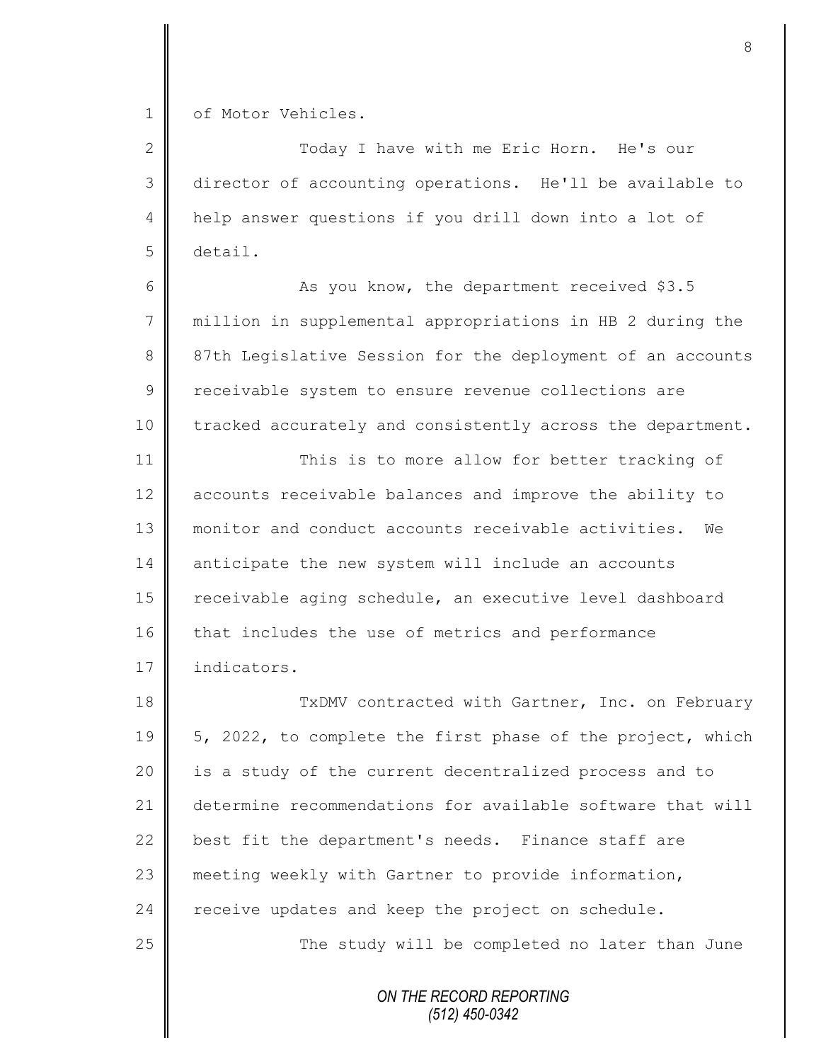of Motor Vehicles.

Today I have with me Eric Horn. He's our director of accounting operations. He'll be available to help answer questions if you drill down into a lot of detail.

As you know, the department received $3.5 million in supplemental appropriations in HB 2 during the 87th Legislative Session for the deployment of an accounts receivable system to ensure revenue collections are tracked accurately and consistently across the department.

This is to more allow for better tracking of accounts receivable balances and improve the ability to monitor and conduct accounts receivable activities. We anticipate the new system will include an accounts receivable aging schedule, an executive level dashboard that includes the use of metrics and performance indicators.

TxDMV contracted with Gartner, Inc. on February 5, 2022, to complete the first phase of the project, which is a study of the current decentralized process and to determine recommendations for available software that will best fit the department's needs. Finance staff are meeting weekly with Gartner to provide information, receive updates and keep the project on schedule.

The study will be completed no later than June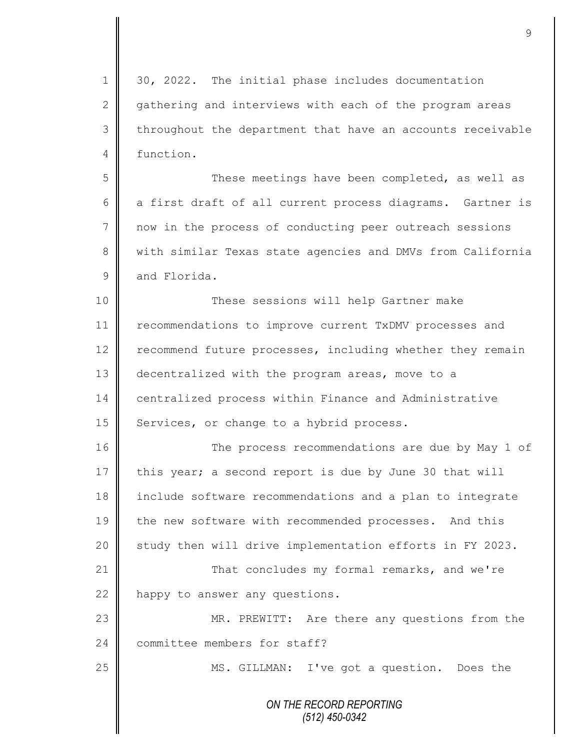30, 2022. The initial phase includes documentation gathering and interviews with each of the program areas throughout the department that have an accounts receivable function.

These meetings have been completed, as well as a first draft of all current process diagrams. Gartner is now in the process of conducting peer outreach sessions with similar Texas state agencies and DMVs from California and Florida.

These sessions will help Gartner make recommendations to improve current TxDMV processes and recommend future processes, including whether they remain decentralized with the program areas, move to a centralized process within Finance and Administrative Services, or change to a hybrid process.

The process recommendations are due by May 1 of this year; a second report is due by June 30 that will include software recommendations and a plan to integrate the new software with recommended processes. And this study then will drive implementation efforts in FY 2023.

That concludes my formal remarks, and we're happy to answer any questions.

MR. PREWITT: Are there any questions from the committee members for staff?

MS. GILLMAN: I've got a question. Does the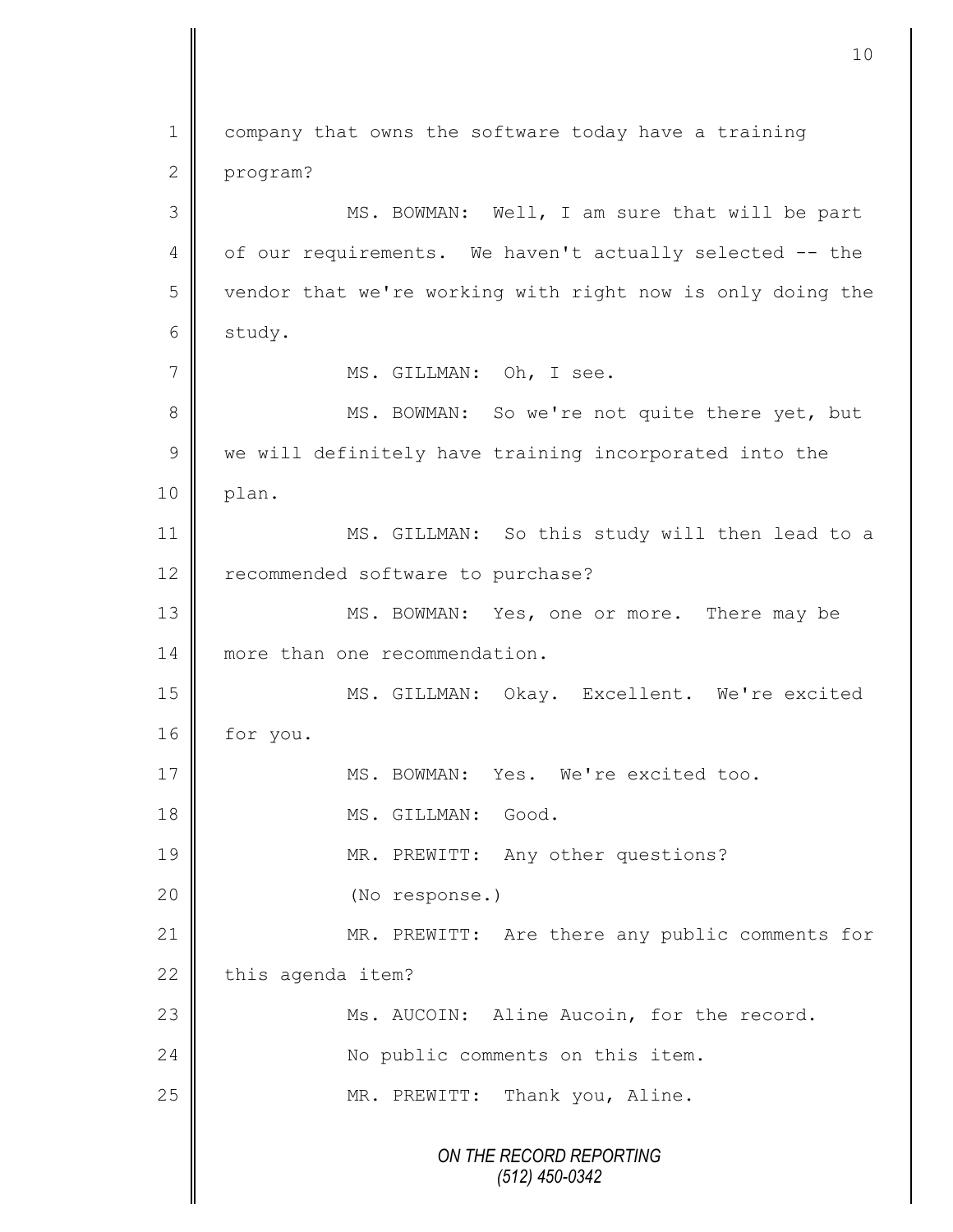company that owns the software today have a training program?

MS. BOWMAN: Well, I am sure that will be part of our requirements. We haven't actually selected -- the vendor that we're working with right now is only doing the study.

MS. GILLMAN: Oh, I see.

MS. BOWMAN: So we're not quite there yet, but we will definitely have training incorporated into the plan.

MS. GILLMAN: So this study will then lead to a recommended software to purchase?

MS. BOWMAN: Yes, one or more. There may be more than one recommendation.

MS. GILLMAN: Okay. Excellent. We're excited for you.

MS. BOWMAN: Yes. We're excited too.

MS. GILLMAN: Good.

MR. PREWITT: Any other questions?

(No response.)

MR. PREWITT: Are there any public comments for this agenda item?

Ms. AUCOIN: Aline Aucoin, for the record.

No public comments on this item.

MR. PREWITT: Thank you, Aline.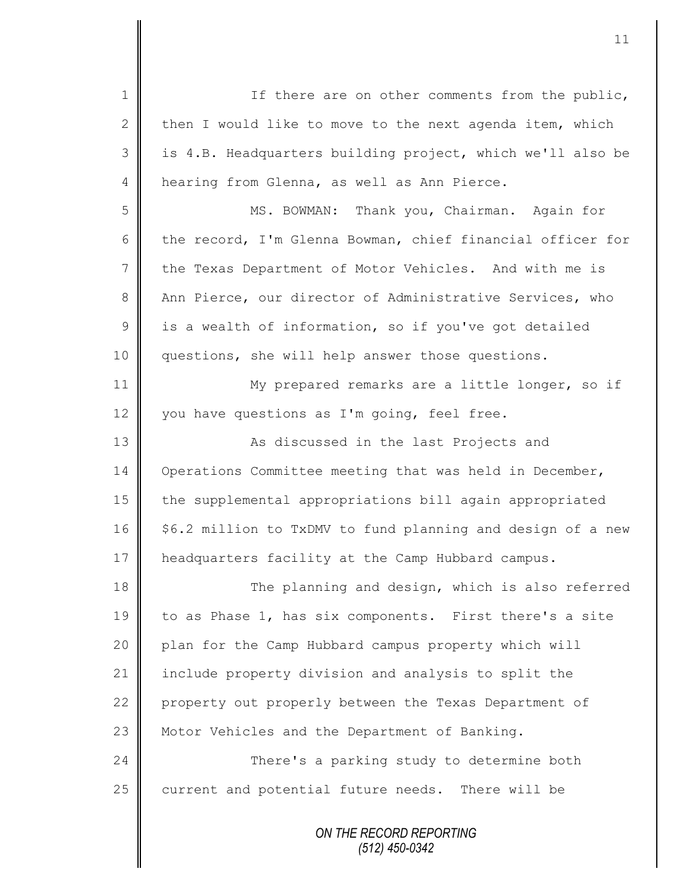If there are on other comments from the public, then I would like to move to the next agenda item, which is 4.B. Headquarters building project, which we'll also be hearing from Glenna, as well as Ann Pierce.

MS. BOWMAN: Thank you, Chairman. Again for the record, I'm Glenna Bowman, chief financial officer for the Texas Department of Motor Vehicles. And with me is Ann Pierce, our director of Administrative Services, who is a wealth of information, so if you've got detailed questions, she will help answer those questions.

My prepared remarks are a little longer, so if you have questions as I'm going, feel free.

As discussed in the last Projects and Operations Committee meeting that was held in December, the supplemental appropriations bill again appropriated $6.2 million to TxDMV to fund planning and design of a new headquarters facility at the Camp Hubbard campus.

The planning and design, which is also referred to as Phase 1, has six components. First there's a site plan for the Camp Hubbard campus property which will include property division and analysis to split the property out properly between the Texas Department of Motor Vehicles and the Department of Banking.

There's a parking study to determine both current and potential future needs. There will be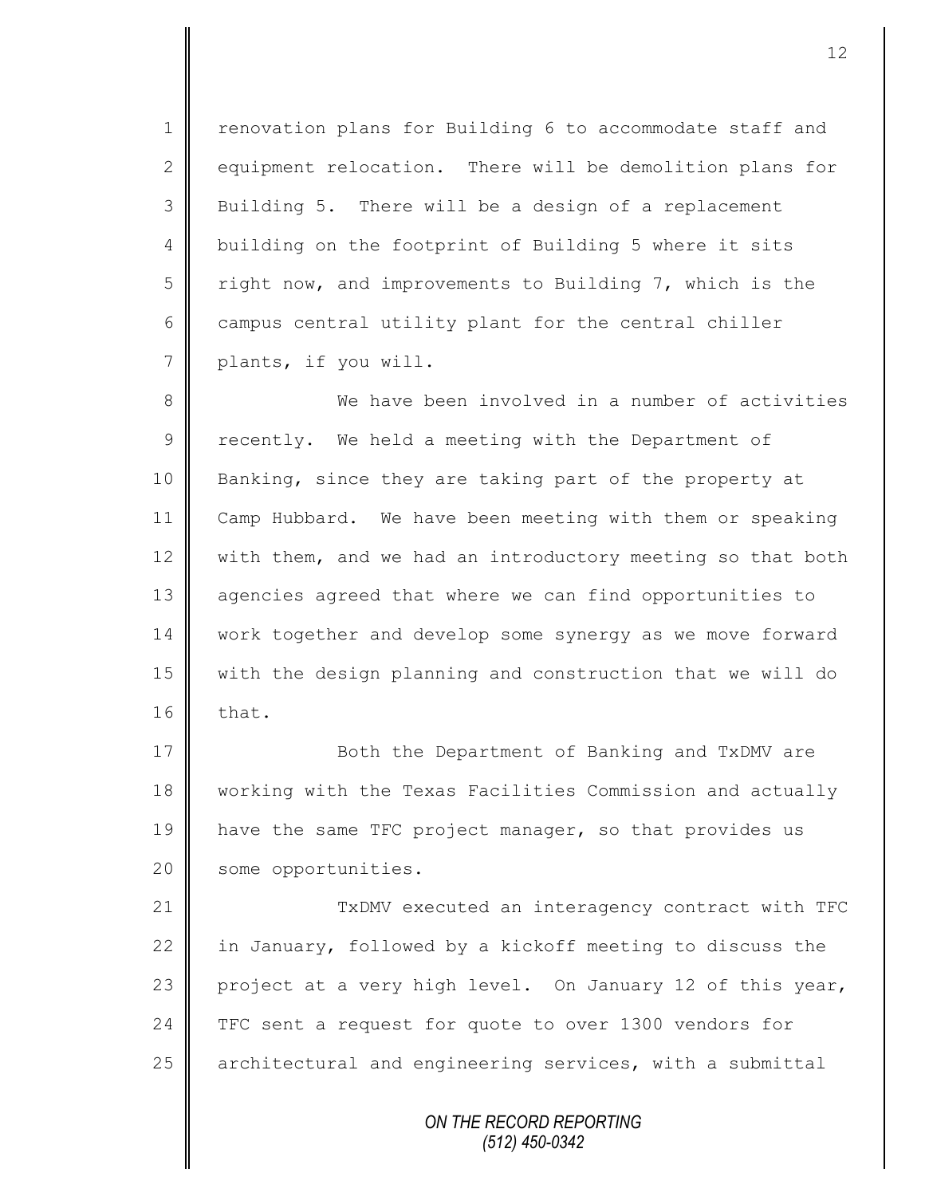renovation plans for Building 6 to accommodate staff and equipment relocation. There will be demolition plans for Building 5. There will be a design of a replacement building on the footprint of Building 5 where it sits right now, and improvements to Building 7, which is the campus central utility plant for the central chiller plants, if you will.

We have been involved in a number of activities recently. We held a meeting with the Department of Banking, since they are taking part of the property at Camp Hubbard. We have been meeting with them or speaking with them, and we had an introductory meeting so that both agencies agreed that where we can find opportunities to work together and develop some synergy as we move forward with the design planning and construction that we will do that.

Both the Department of Banking and TxDMV are working with the Texas Facilities Commission and actually have the same TFC project manager, so that provides us some opportunities.

TxDMV executed an interagency contract with TFC in January, followed by a kickoff meeting to discuss the project at a very high level. On January 12 of this year, TFC sent a request for quote to over 1300 vendors for architectural and engineering services, with a submittal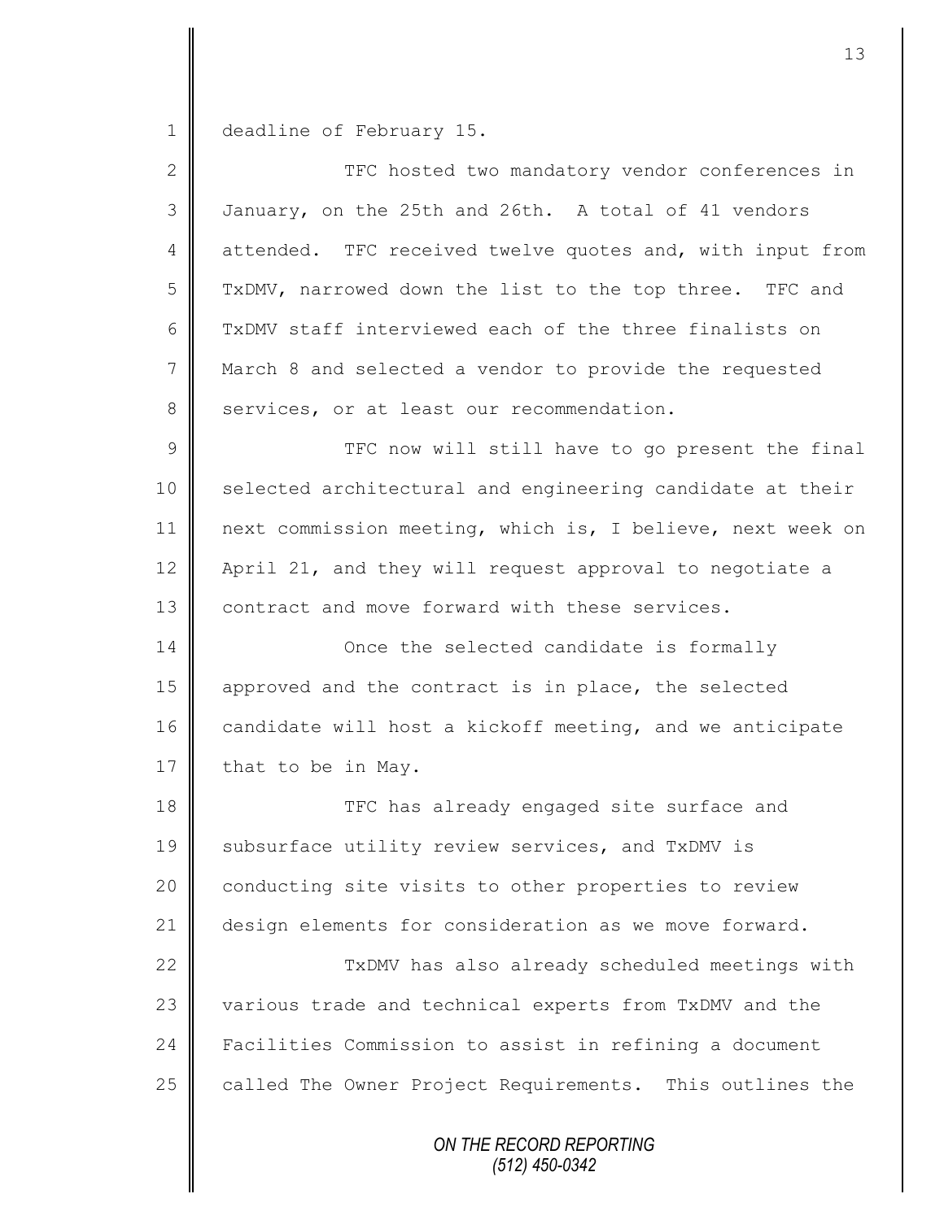deadline of February 15.

TFC hosted two mandatory vendor conferences in January, on the 25th and 26th. A total of 41 vendors attended. TFC received twelve quotes and, with input from TxDMV, narrowed down the list to the top three. TFC and TxDMV staff interviewed each of the three finalists on March 8 and selected a vendor to provide the requested services, or at least our recommendation.

TFC now will still have to go present the final selected architectural and engineering candidate at their next commission meeting, which is, I believe, next week on April 21, and they will request approval to negotiate a contract and move forward with these services.

Once the selected candidate is formally approved and the contract is in place, the selected candidate will host a kickoff meeting, and we anticipate that to be in May.

TFC has already engaged site surface and subsurface utility review services, and TxDMV is conducting site visits to other properties to review design elements for consideration as we move forward.

TxDMV has also already scheduled meetings with various trade and technical experts from TxDMV and the Facilities Commission to assist in refining a document called The Owner Project Requirements. This outlines the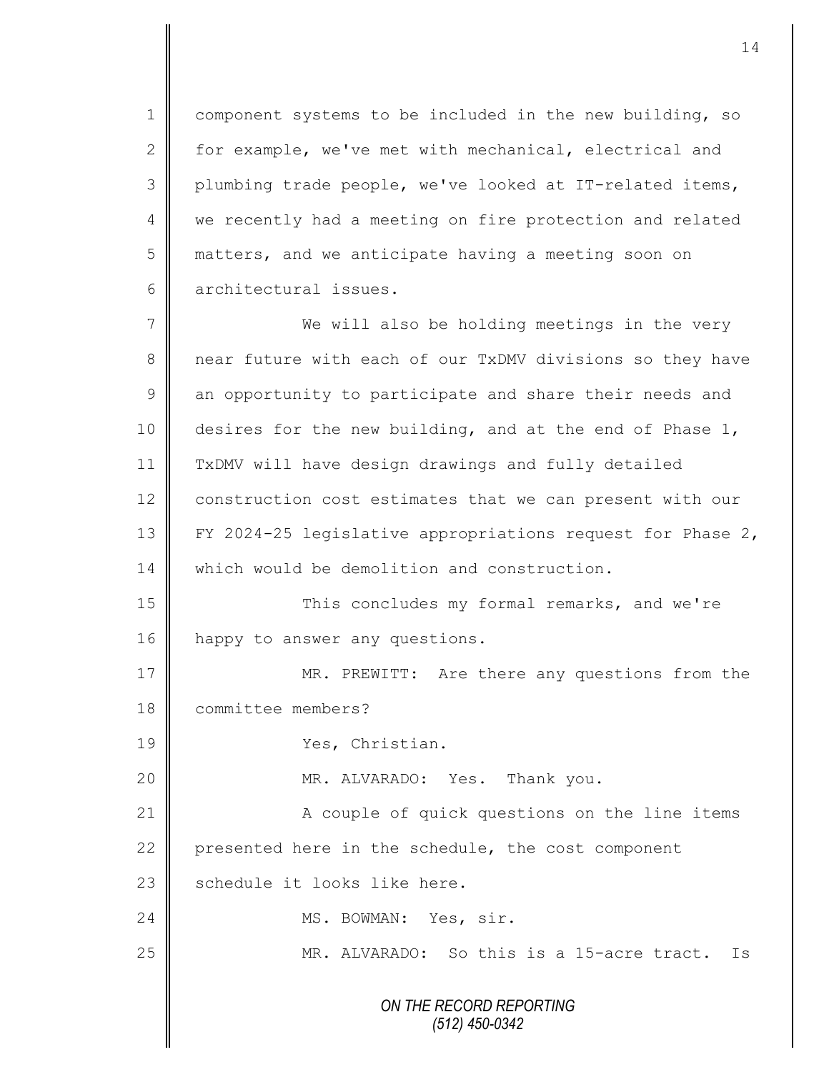component systems to be included in the new building, so for example, we've met with mechanical, electrical and plumbing trade people, we've looked at IT-related items, we recently had a meeting on fire protection and related matters, and we anticipate having a meeting soon on architectural issues.

We will also be holding meetings in the very near future with each of our TxDMV divisions so they have an opportunity to participate and share their needs and desires for the new building, and at the end of Phase 1, TxDMV will have design drawings and fully detailed construction cost estimates that we can present with our FY 2024-25 legislative appropriations request for Phase 2, which would be demolition and construction.

This concludes my formal remarks, and we're happy to answer any questions.

MR. PREWITT: Are there any questions from the committee members?

Yes, Christian.

MR. ALVARADO: Yes. Thank you.

A couple of quick questions on the line items presented here in the schedule, the cost component schedule it looks like here.

MS. BOWMAN: Yes, sir.

MR. ALVARADO: So this is a 15-acre tract. Is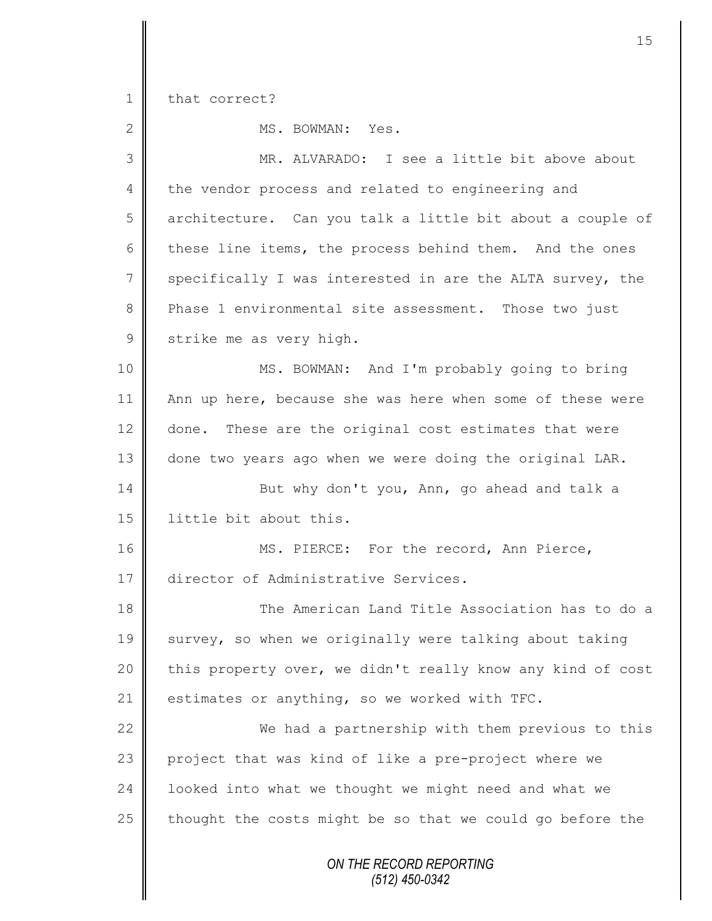that correct?

MS. BOWMAN: Yes.

MR. ALVARADO: I see a little bit above about the vendor process and related to engineering and architecture. Can you talk a little bit about a couple of these line items, the process behind them. And the ones specifically I was interested in are the ALTA survey, the Phase 1 environmental site assessment. Those two just strike me as very high.

MS. BOWMAN: And I'm probably going to bring Ann up here, because she was here when some of these were done. These are the original cost estimates that were done two years ago when we were doing the original LAR.

But why don't you, Ann, go ahead and talk a little bit about this.

MS. PIERCE: For the record, Ann Pierce, director of Administrative Services.

The American Land Title Association has to do a survey, so when we originally were talking about taking this property over, we didn't really know any kind of cost estimates or anything, so we worked with TFC.

We had a partnership with them previous to this project that was kind of like a pre-project where we looked into what we thought we might need and what we thought the costs might be so that we could go before the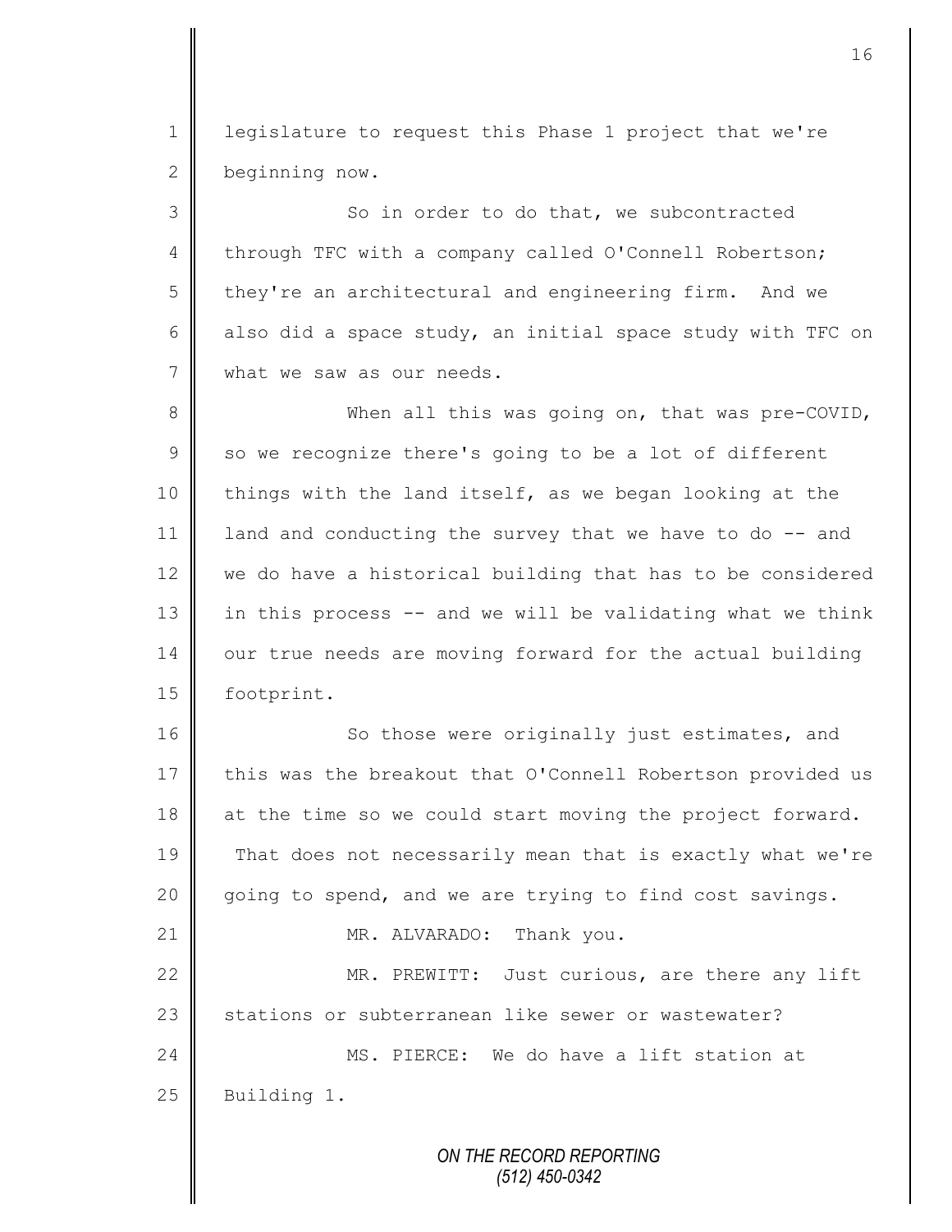legislature to request this Phase 1 project that we're beginning now.

So in order to do that, we subcontracted through TFC with a company called O'Connell Robertson; they're an architectural and engineering firm. And we also did a space study, an initial space study with TFC on what we saw as our needs.

When all this was going on, that was pre-COVID, so we recognize there's going to be a lot of different things with the land itself, as we began looking at the land and conducting the survey that we have to do -- and we do have a historical building that has to be considered in this process -- and we will be validating what we think our true needs are moving forward for the actual building footprint.

So those were originally just estimates, and this was the breakout that O'Connell Robertson provided us at the time so we could start moving the project forward. That does not necessarily mean that is exactly what we're going to spend, and we are trying to find cost savings.

MR. ALVARADO: Thank you.

MR. PREWITT: Just curious, are there any lift stations or subterranean like sewer or wastewater?

MS. PIERCE: We do have a lift station at Building 1.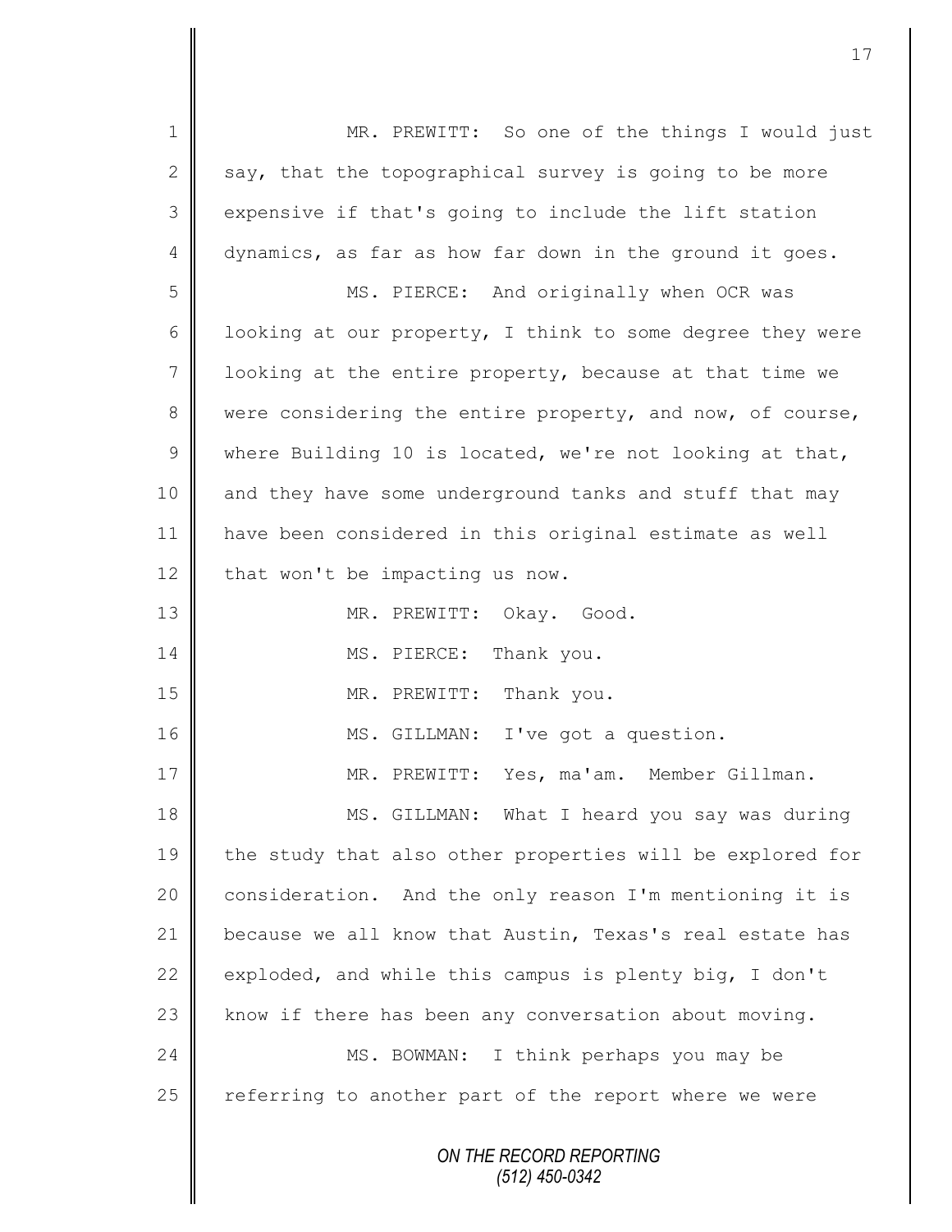MR. PREWITT: So one of the things I would just say, that the topographical survey is going to be more expensive if that's going to include the lift station dynamics, as far as how far down in the ground it goes.

MS. PIERCE: And originally when OCR was looking at our property, I think to some degree they were looking at the entire property, because at that time we were considering the entire property, and now, of course, where Building 10 is located, we're not looking at that, and they have some underground tanks and stuff that may have been considered in this original estimate as well that won't be impacting us now.

MR. PREWITT: Okay. Good.

MS. PIERCE: Thank you.

MR. PREWITT: Thank you.

MS. GILLMAN: I've got a question.

MR. PREWITT: Yes, ma'am. Member Gillman.

MS. GILLMAN: What I heard you say was during the study that also other properties will be explored for consideration. And the only reason I'm mentioning it is because we all know that Austin, Texas's real estate has exploded, and while this campus is plenty big, I don't know if there has been any conversation about moving.

MS. BOWMAN: I think perhaps you may be referring to another part of the report where we were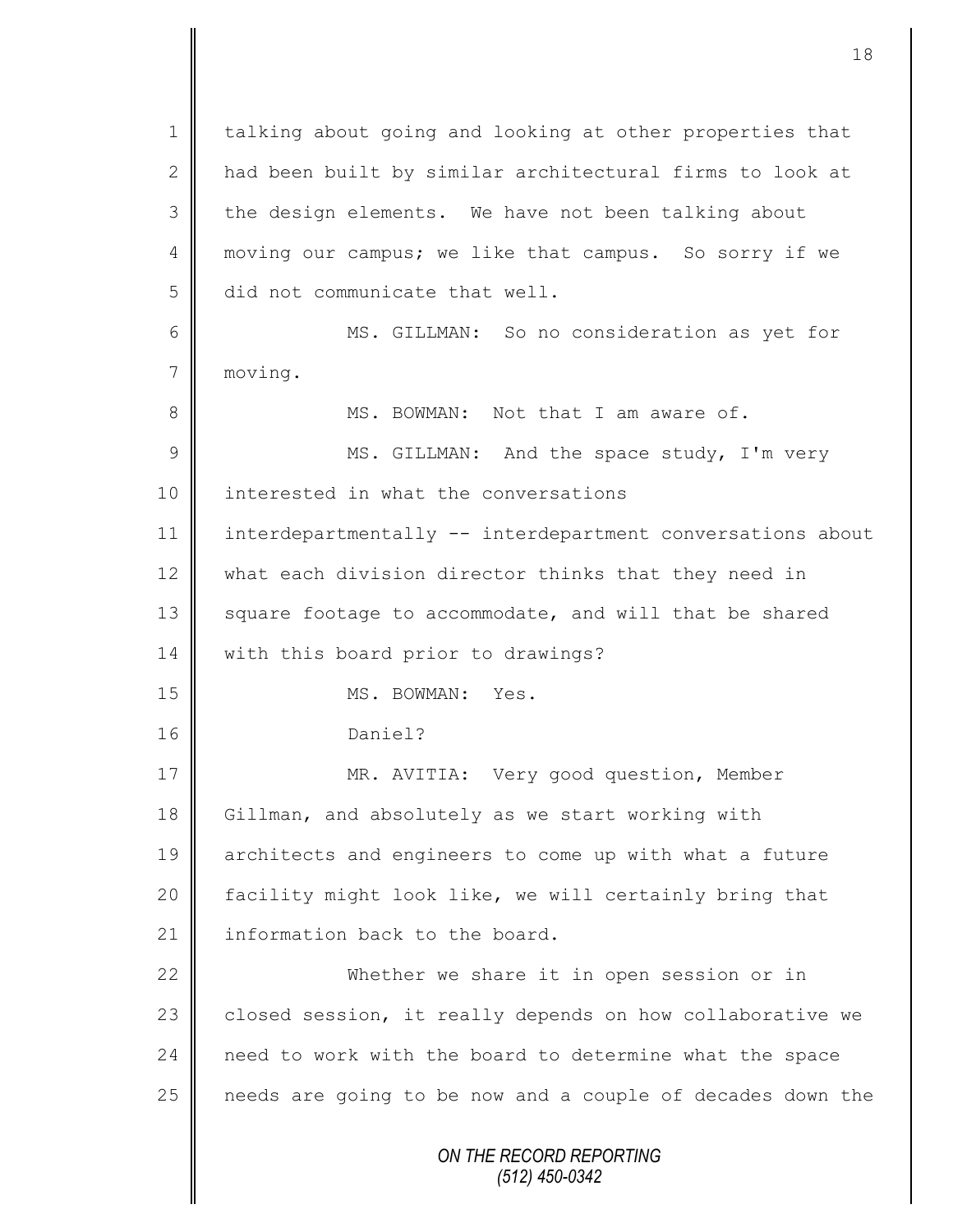talking about going and looking at other properties that had been built by similar architectural firms to look at the design elements. We have not been talking about moving our campus; we like that campus. So sorry if we did not communicate that well.

MS. GILLMAN: So no consideration as yet for moving.

MS. BOWMAN: Not that I am aware of.

MS. GILLMAN: And the space study, I'm very interested in what the conversations interdepartmentally -- interdepartment conversations about what each division director thinks that they need in square footage to accommodate, and will that be shared with this board prior to drawings?

MS. BOWMAN: Yes.

Daniel?

MR. AVITIA: Very good question, Member Gillman, and absolutely as we start working with architects and engineers to come up with what a future facility might look like, we will certainly bring that information back to the board.

Whether we share it in open session or in closed session, it really depends on how collaborative we need to work with the board to determine what the space needs are going to be now and a couple of decades down the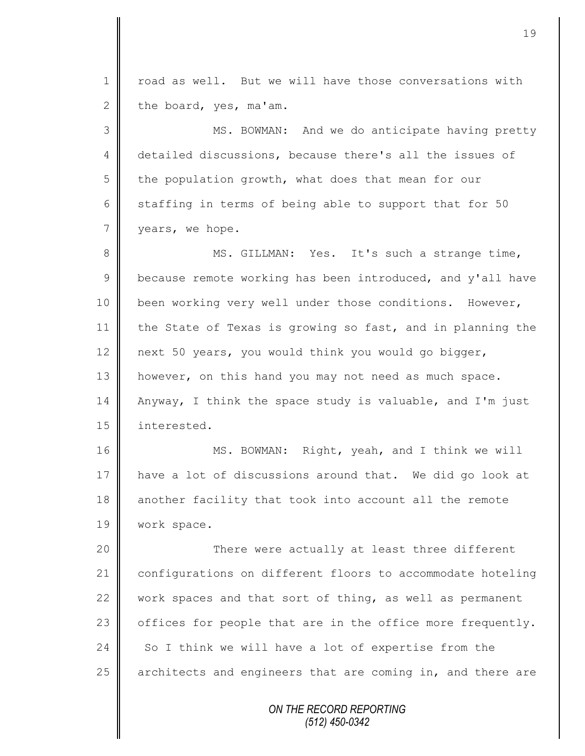road as well. But we will have those conversations with the board, yes, ma'am.

MS. BOWMAN: And we do anticipate having pretty detailed discussions, because there's all the issues of the population growth, what does that mean for our staffing in terms of being able to support that for 50 years, we hope.

MS. GILLMAN: Yes. It's such a strange time, because remote working has been introduced, and y'all have been working very well under those conditions. However, the State of Texas is growing so fast, and in planning the next 50 years, you would think you would go bigger, however, on this hand you may not need as much space. Anyway, I think the space study is valuable, and I'm just interested.

MS. BOWMAN: Right, yeah, and I think we will have a lot of discussions around that. We did go look at another facility that took into account all the remote work space.

There were actually at least three different configurations on different floors to accommodate hoteling work spaces and that sort of thing, as well as permanent offices for people that are in the office more frequently. So I think we will have a lot of expertise from the architects and engineers that are coming in, and there are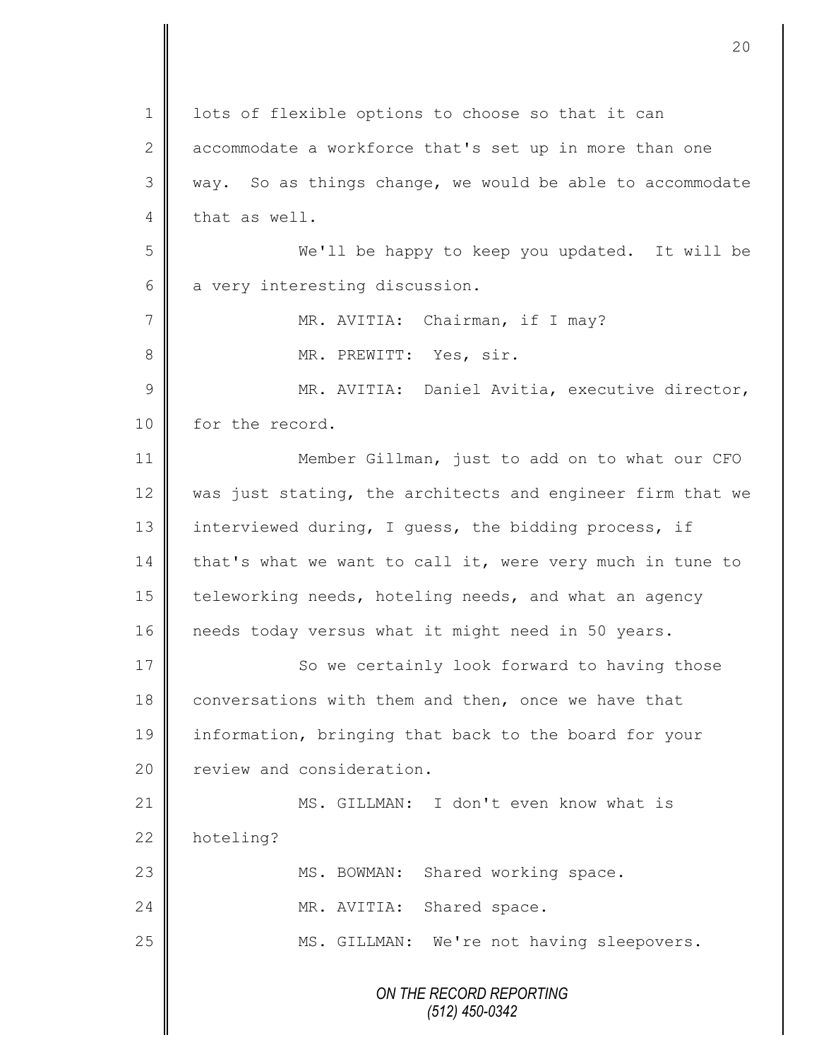lots of flexible options to choose so that it can accommodate a workforce that's set up in more than one way. So as things change, we would be able to accommodate that as well.

We'll be happy to keep you updated. It will be a very interesting discussion.

MR. AVITIA: Chairman, if I may?

MR. PREWITT: Yes, sir.

MR. AVITIA: Daniel Avitia, executive director, for the record.

Member Gillman, just to add on to what our CFO was just stating, the architects and engineer firm that we interviewed during, I guess, the bidding process, if that's what we want to call it, were very much in tune to teleworking needs, hoteling needs, and what an agency needs today versus what it might need in 50 years.

So we certainly look forward to having those conversations with them and then, once we have that information, bringing that back to the board for your review and consideration.

MS. GILLMAN: I don't even know what is hoteling?

MS. BOWMAN: Shared working space.

MR. AVITIA: Shared space.

MS. GILLMAN: We're not having sleepovers.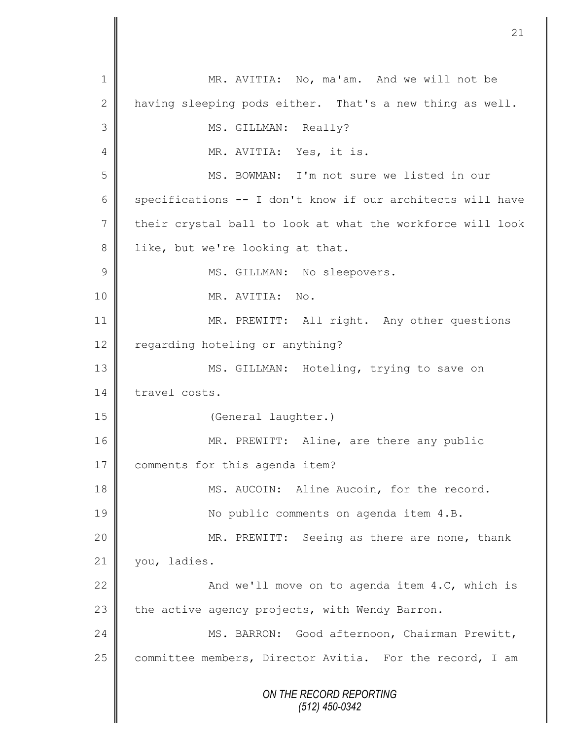MR. AVITIA: No, ma'am. And we will not be having sleeping pods either. That's a new thing as well.

MS. GILLMAN: Really?

MR. AVITIA: Yes, it is.

MS. BOWMAN: I'm not sure we listed in our specifications -- I don't know if our architects will have their crystal ball to look at what the workforce will look like, but we're looking at that.

MS. GILLMAN: No sleepovers.

MR. AVITIA: No.

MR. PREWITT: All right. Any other questions regarding hoteling or anything?

MS. GILLMAN: Hoteling, trying to save on travel costs.

(General laughter.)

MR. PREWITT: Aline, are there any public comments for this agenda item?

MS. AUCOIN: Aline Aucoin, for the record.

No public comments on agenda item 4.B.

MR. PREWITT: Seeing as there are none, thank you, ladies.

And we'll move on to agenda item 4.C, which is the active agency projects, with Wendy Barron.

MS. BARRON: Good afternoon, Chairman Prewitt, committee members, Director Avitia. For the record, I am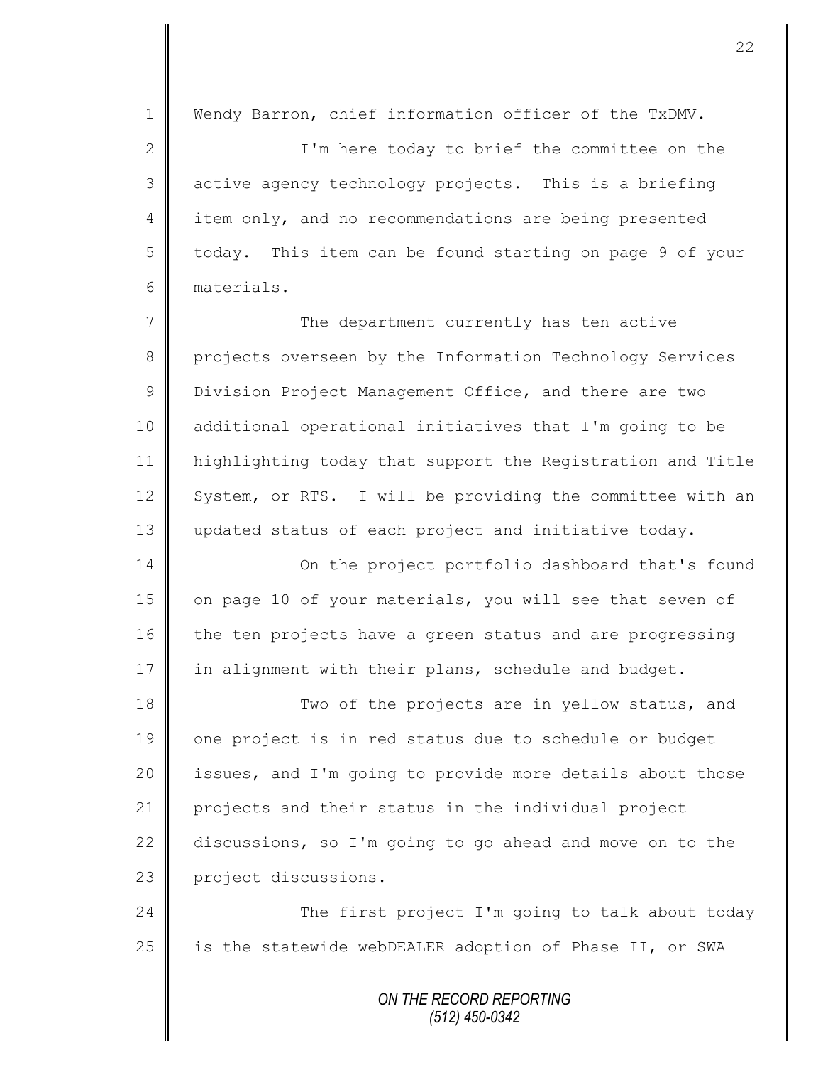Wendy Barron, chief information officer of the TxDMV.

I'm here today to brief the committee on the active agency technology projects. This is a briefing item only, and no recommendations are being presented today. This item can be found starting on page 9 of your materials.

The department currently has ten active projects overseen by the Information Technology Services Division Project Management Office, and there are two additional operational initiatives that I'm going to be highlighting today that support the Registration and Title System, or RTS. I will be providing the committee with an updated status of each project and initiative today.

On the project portfolio dashboard that's found on page 10 of your materials, you will see that seven of the ten projects have a green status and are progressing in alignment with their plans, schedule and budget.

Two of the projects are in yellow status, and one project is in red status due to schedule or budget issues, and I'm going to provide more details about those projects and their status in the individual project discussions, so I'm going to go ahead and move on to the project discussions.

The first project I'm going to talk about today is the statewide webDEALER adoption of Phase II, or SWA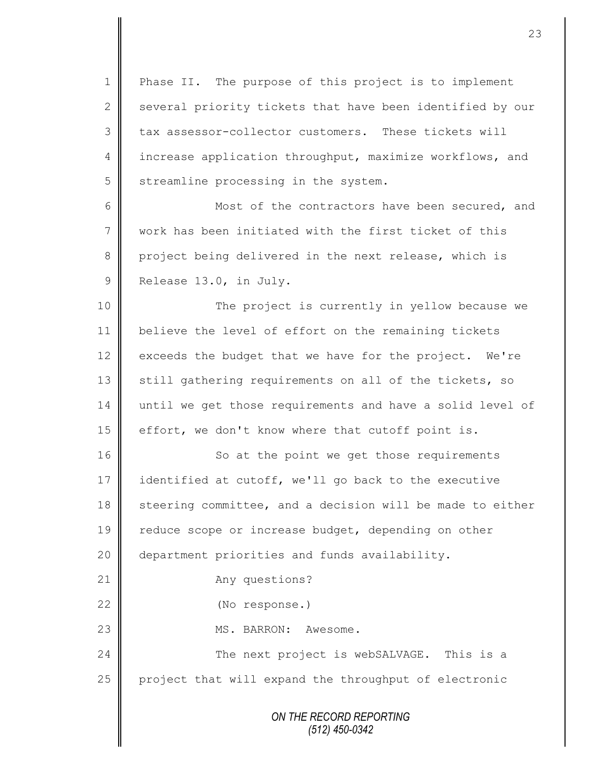Phase II. The purpose of this project is to implement several priority tickets that have been identified by our tax assessor-collector customers. These tickets will increase application throughput, maximize workflows, and streamline processing in the system.

Most of the contractors have been secured, and work has been initiated with the first ticket of this project being delivered in the next release, which is Release 13.0, in July.

The project is currently in yellow because we believe the level of effort on the remaining tickets exceeds the budget that we have for the project. We're still gathering requirements on all of the tickets, so until we get those requirements and have a solid level of effort, we don't know where that cutoff point is.

So at the point we get those requirements identified at cutoff, we'll go back to the executive steering committee, and a decision will be made to either reduce scope or increase budget, depending on other department priorities and funds availability.

Any questions?

(No response.)

MS. BARRON: Awesome.

The next project is webSALVAGE. This is a project that will expand the throughput of electronic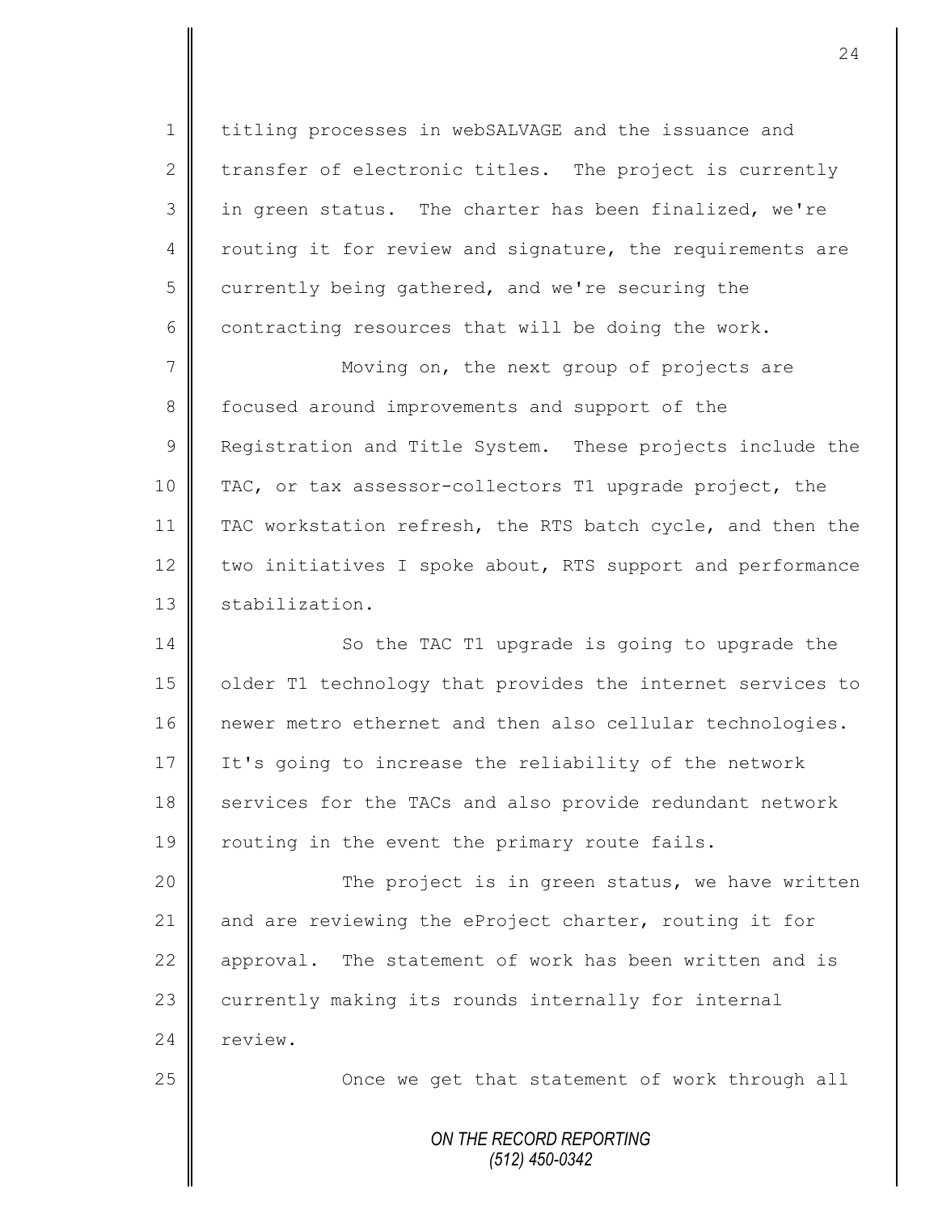titling processes in webSALVAGE and the issuance and transfer of electronic titles. The project is currently in green status. The charter has been finalized, we're routing it for review and signature, the requirements are currently being gathered, and we're securing the contracting resources that will be doing the work.

Moving on, the next group of projects are focused around improvements and support of the Registration and Title System. These projects include the TAC, or tax assessor-collectors T1 upgrade project, the TAC workstation refresh, the RTS batch cycle, and then the two initiatives I spoke about, RTS support and performance stabilization.

So the TAC T1 upgrade is going to upgrade the older T1 technology that provides the internet services to newer metro ethernet and then also cellular technologies. It's going to increase the reliability of the network services for the TACs and also provide redundant network routing in the event the primary route fails.

The project is in green status, we have written and are reviewing the eProject charter, routing it for approval. The statement of work has been written and is currently making its rounds internally for internal review.

Once we get that statement of work through all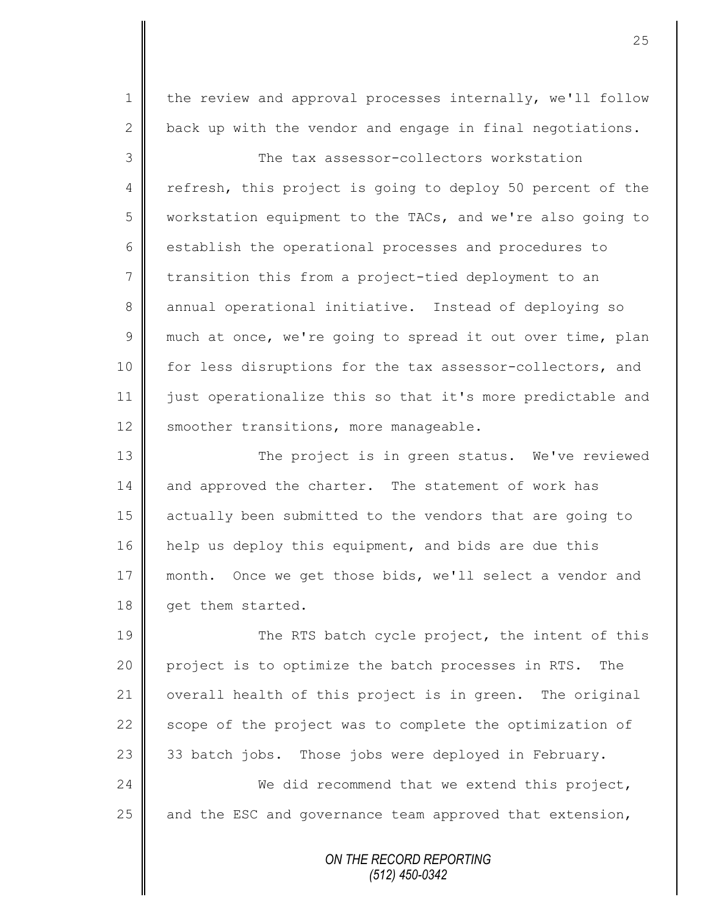the review and approval processes internally, we'll follow back up with the vendor and engage in final negotiations.

The tax assessor-collectors workstation refresh, this project is going to deploy 50 percent of the workstation equipment to the TACs, and we're also going to establish the operational processes and procedures to transition this from a project-tied deployment to an annual operational initiative. Instead of deploying so much at once, we're going to spread it out over time, plan for less disruptions for the tax assessor-collectors, and just operationalize this so that it's more predictable and smoother transitions, more manageable.

The project is in green status. We've reviewed and approved the charter. The statement of work has actually been submitted to the vendors that are going to help us deploy this equipment, and bids are due this month. Once we get those bids, we'll select a vendor and get them started.

The RTS batch cycle project, the intent of this project is to optimize the batch processes in RTS. The overall health of this project is in green. The original scope of the project was to complete the optimization of 33 batch jobs. Those jobs were deployed in February.

We did recommend that we extend this project, and the ESC and governance team approved that extension,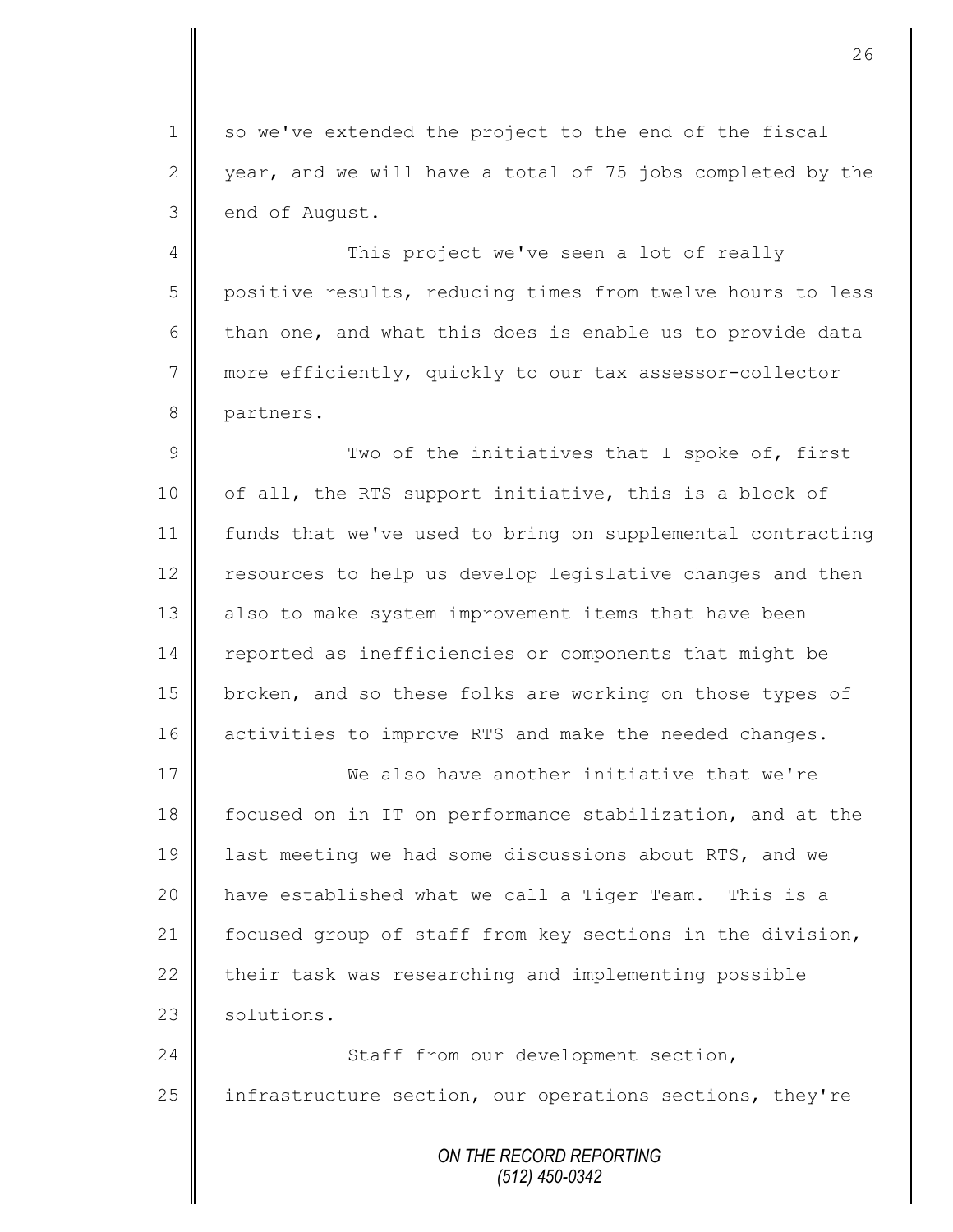so we've extended the project to the end of the fiscal year, and we will have a total of 75 jobs completed by the end of August.

This project we've seen a lot of really positive results, reducing times from twelve hours to less than one, and what this does is enable us to provide data more efficiently, quickly to our tax assessor-collector partners.

Two of the initiatives that I spoke of, first of all, the RTS support initiative, this is a block of funds that we've used to bring on supplemental contracting resources to help us develop legislative changes and then also to make system improvement items that have been reported as inefficiencies or components that might be broken, and so these folks are working on those types of activities to improve RTS and make the needed changes.

We also have another initiative that we're focused on in IT on performance stabilization, and at the last meeting we had some discussions about RTS, and we have established what we call a Tiger Team. This is a focused group of staff from key sections in the division, their task was researching and implementing possible solutions.

Staff from our development section, infrastructure section, our operations sections, they're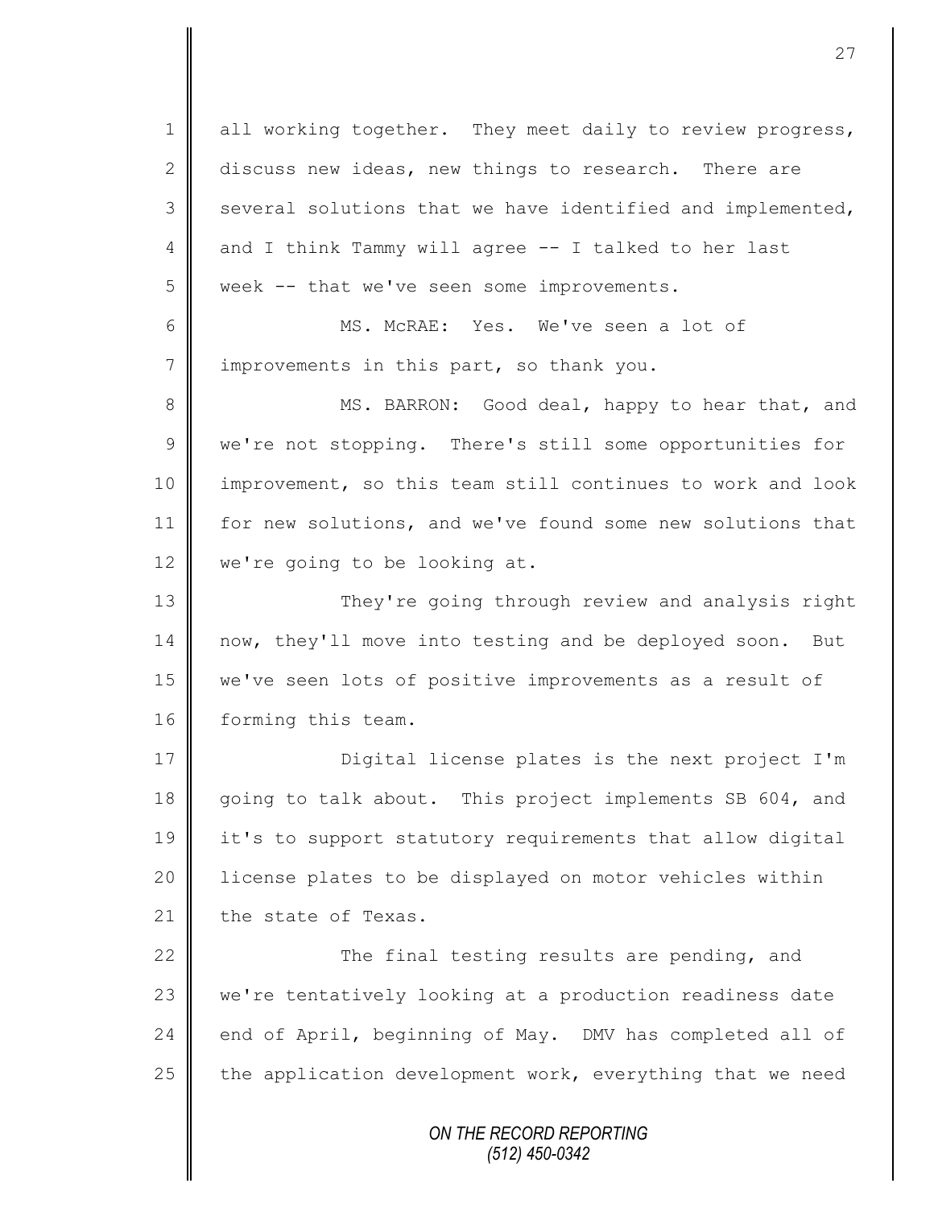all working together. They meet daily to review progress, discuss new ideas, new things to research. There are several solutions that we have identified and implemented, and I think Tammy will agree -- I talked to her last week -- that we've seen some improvements.

MS. McRAE: Yes. We've seen a lot of improvements in this part, so thank you.

MS. BARRON: Good deal, happy to hear that, and we're not stopping. There's still some opportunities for improvement, so this team still continues to work and look for new solutions, and we've found some new solutions that we're going to be looking at.

They're going through review and analysis right now, they'll move into testing and be deployed soon. But we've seen lots of positive improvements as a result of forming this team.

Digital license plates is the next project I'm going to talk about. This project implements SB 604, and it's to support statutory requirements that allow digital license plates to be displayed on motor vehicles within the state of Texas.

The final testing results are pending, and we're tentatively looking at a production readiness date end of April, beginning of May. DMV has completed all of the application development work, everything that we need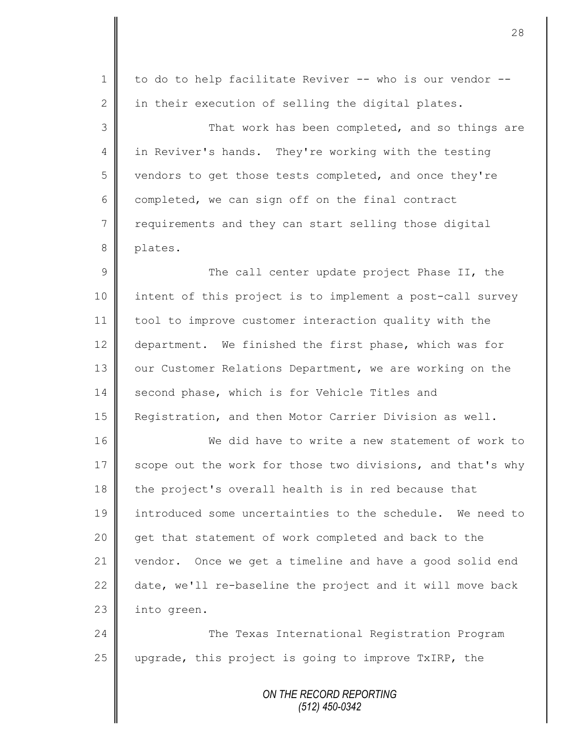to do to help facilitate Reviver -- who is our vendor -- in their execution of selling the digital plates.

That work has been completed, and so things are in Reviver's hands. They're working with the testing vendors to get those tests completed, and once they're completed, we can sign off on the final contract requirements and they can start selling those digital plates.

The call center update project Phase II, the intent of this project is to implement a post-call survey tool to improve customer interaction quality with the department. We finished the first phase, which was for our Customer Relations Department, we are working on the second phase, which is for Vehicle Titles and Registration, and then Motor Carrier Division as well.

We did have to write a new statement of work to scope out the work for those two divisions, and that's why the project's overall health is in red because that introduced some uncertainties to the schedule. We need to get that statement of work completed and back to the vendor. Once we get a timeline and have a good solid end date, we'll re-baseline the project and it will move back into green.

The Texas International Registration Program upgrade, this project is going to improve TxIRP, the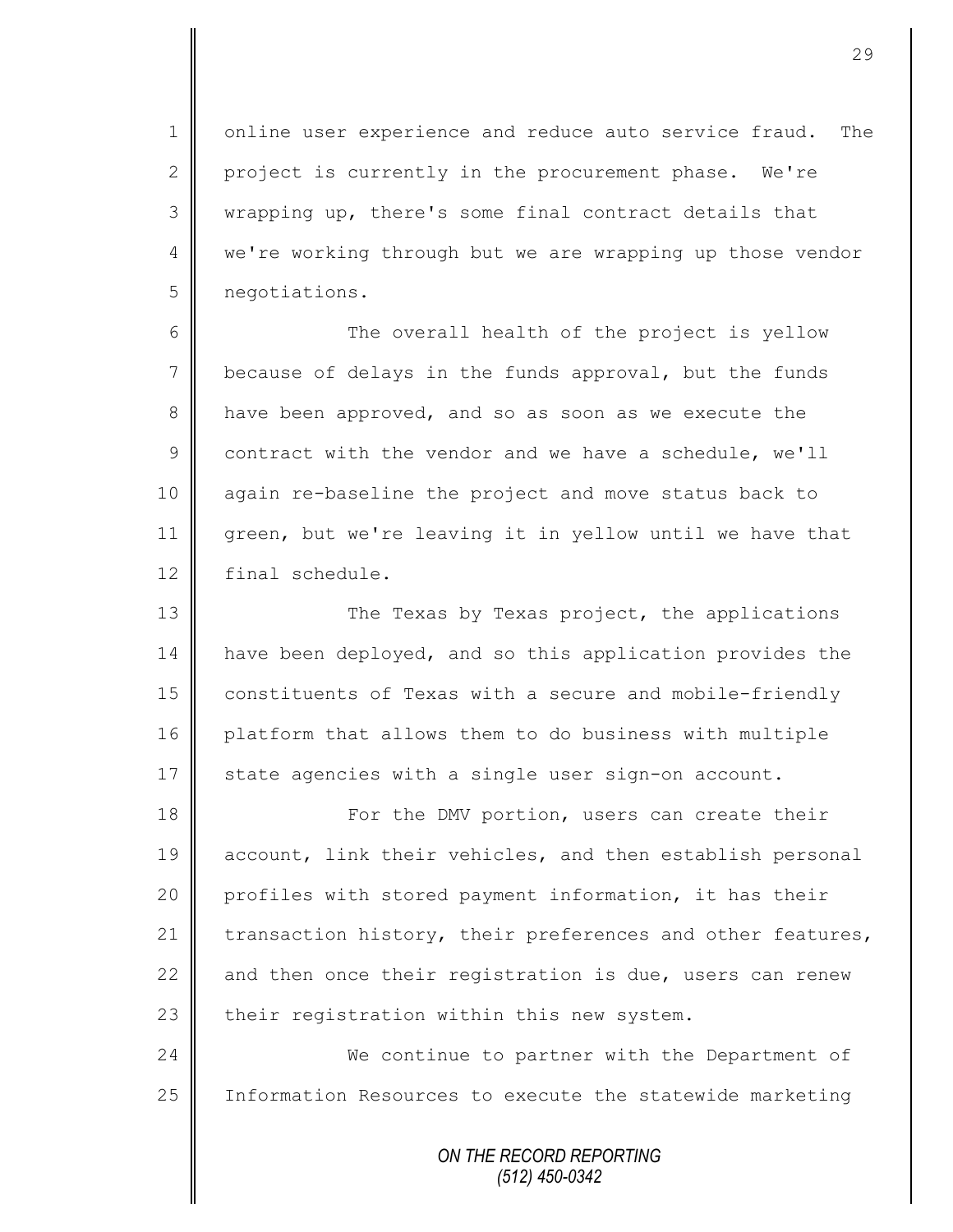online user experience and reduce auto service fraud. The project is currently in the procurement phase. We're wrapping up, there's some final contract details that we're working through but we are wrapping up those vendor negotiations.

The overall health of the project is yellow because of delays in the funds approval, but the funds have been approved, and so as soon as we execute the contract with the vendor and we have a schedule, we'll again re-baseline the project and move status back to green, but we're leaving it in yellow until we have that final schedule.

The Texas by Texas project, the applications have been deployed, and so this application provides the constituents of Texas with a secure and mobile-friendly platform that allows them to do business with multiple state agencies with a single user sign-on account.

For the DMV portion, users can create their account, link their vehicles, and then establish personal profiles with stored payment information, it has their transaction history, their preferences and other features, and then once their registration is due, users can renew their registration within this new system.

We continue to partner with the Department of Information Resources to execute the statewide marketing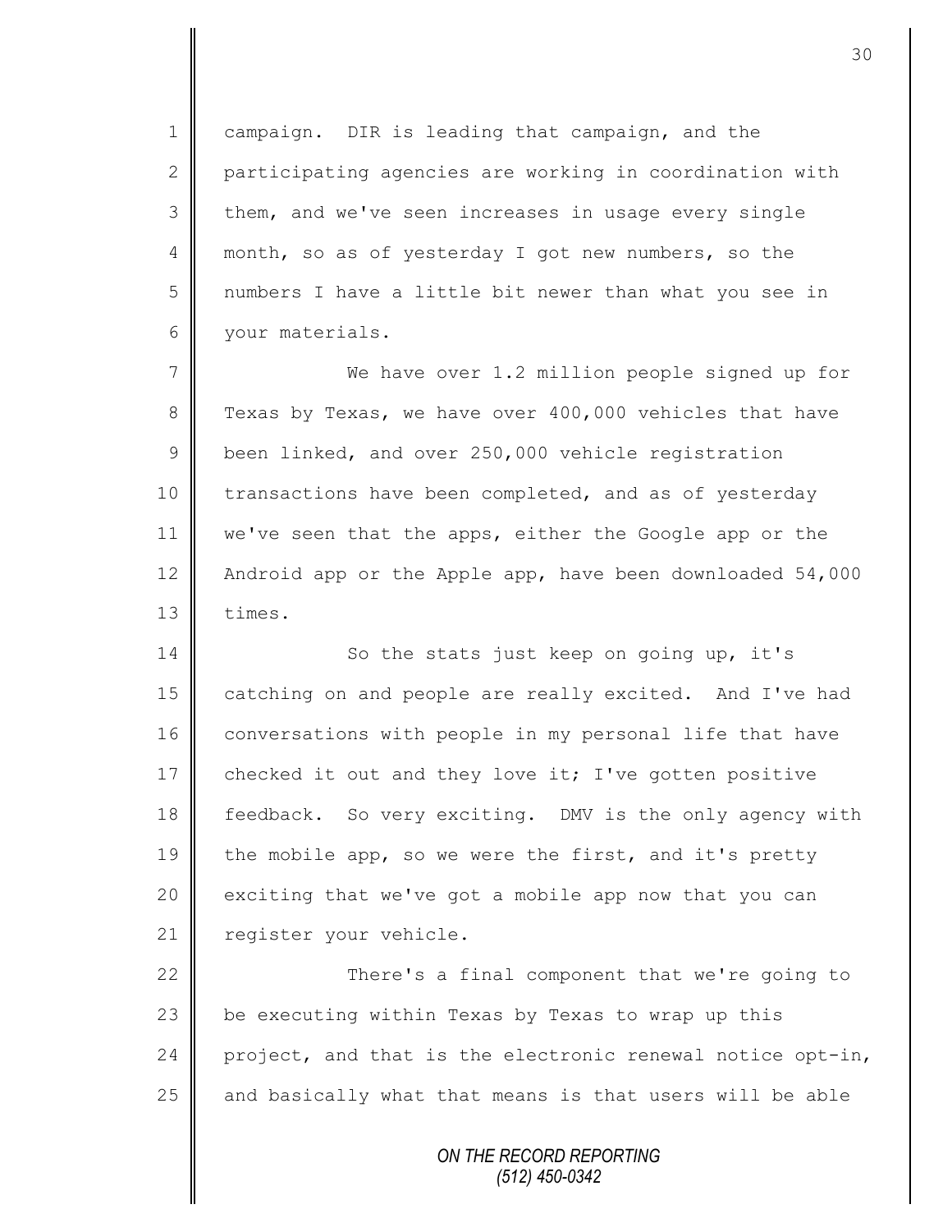campaign. DIR is leading that campaign, and the participating agencies are working in coordination with them, and we've seen increases in usage every single month, so as of yesterday I got new numbers, so the numbers I have a little bit newer than what you see in your materials.

We have over 1.2 million people signed up for Texas by Texas, we have over 400,000 vehicles that have been linked, and over 250,000 vehicle registration transactions have been completed, and as of yesterday we've seen that the apps, either the Google app or the Android app or the Apple app, have been downloaded 54,000 times.

So the stats just keep on going up, it's catching on and people are really excited. And I've had conversations with people in my personal life that have checked it out and they love it; I've gotten positive feedback. So very exciting. DMV is the only agency with the mobile app, so we were the first, and it's pretty exciting that we've got a mobile app now that you can register your vehicle.

There's a final component that we're going to be executing within Texas by Texas to wrap up this project, and that is the electronic renewal notice opt-in, and basically what that means is that users will be able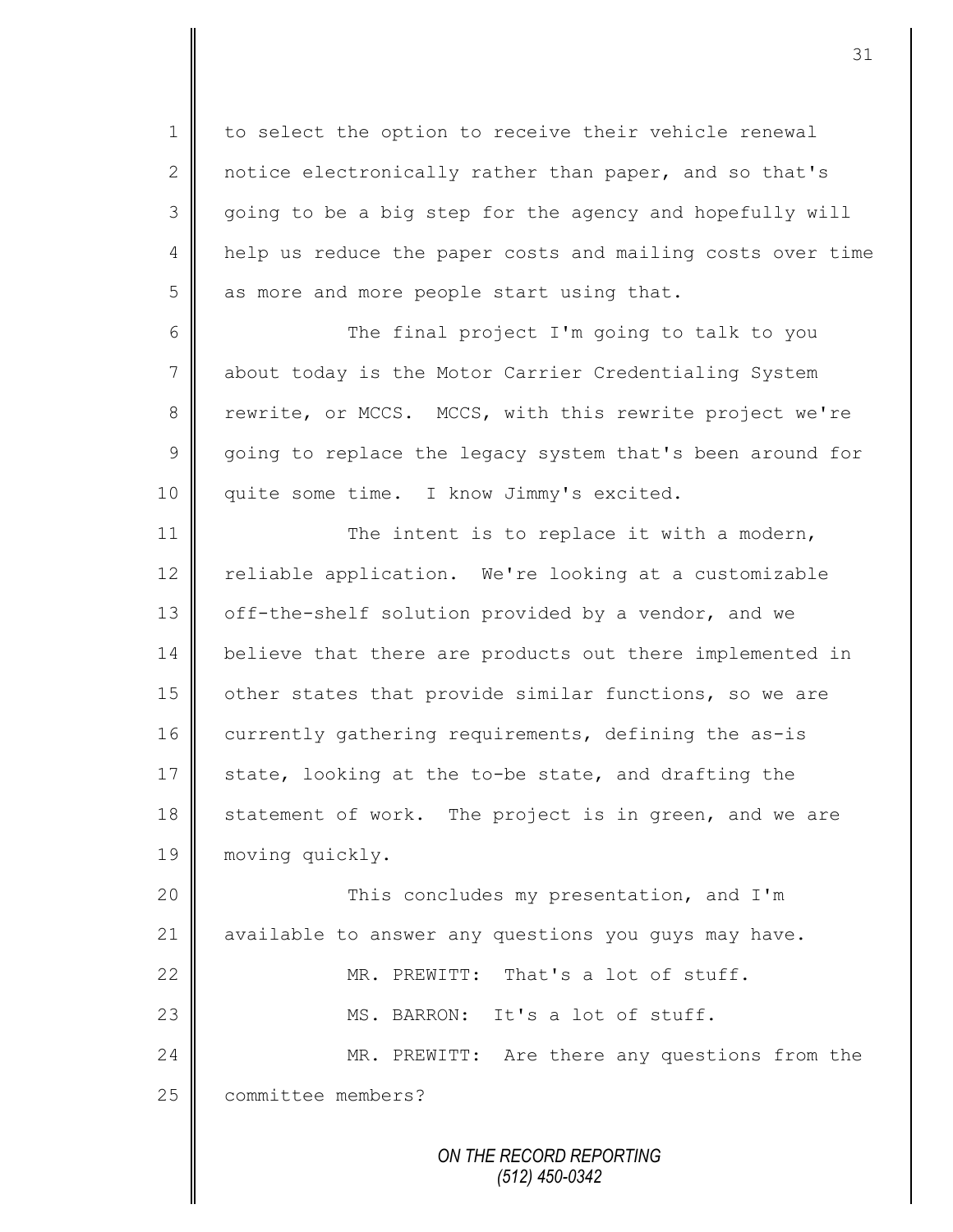to select the option to receive their vehicle renewal notice electronically rather than paper, and so that's going to be a big step for the agency and hopefully will help us reduce the paper costs and mailing costs over time as more and more people start using that.

The final project I'm going to talk to you about today is the Motor Carrier Credentialing System rewrite, or MCCS. MCCS, with this rewrite project we're going to replace the legacy system that's been around for quite some time. I know Jimmy's excited.

The intent is to replace it with a modern, reliable application. We're looking at a customizable off-the-shelf solution provided by a vendor, and we believe that there are products out there implemented in other states that provide similar functions, so we are currently gathering requirements, defining the as-is state, looking at the to-be state, and drafting the statement of work. The project is in green, and we are moving quickly.

This concludes my presentation, and I'm available to answer any questions you guys may have.

MR. PREWITT: That's a lot of stuff.

MS. BARRON: It's a lot of stuff.

MR. PREWITT: Are there any questions from the committee members?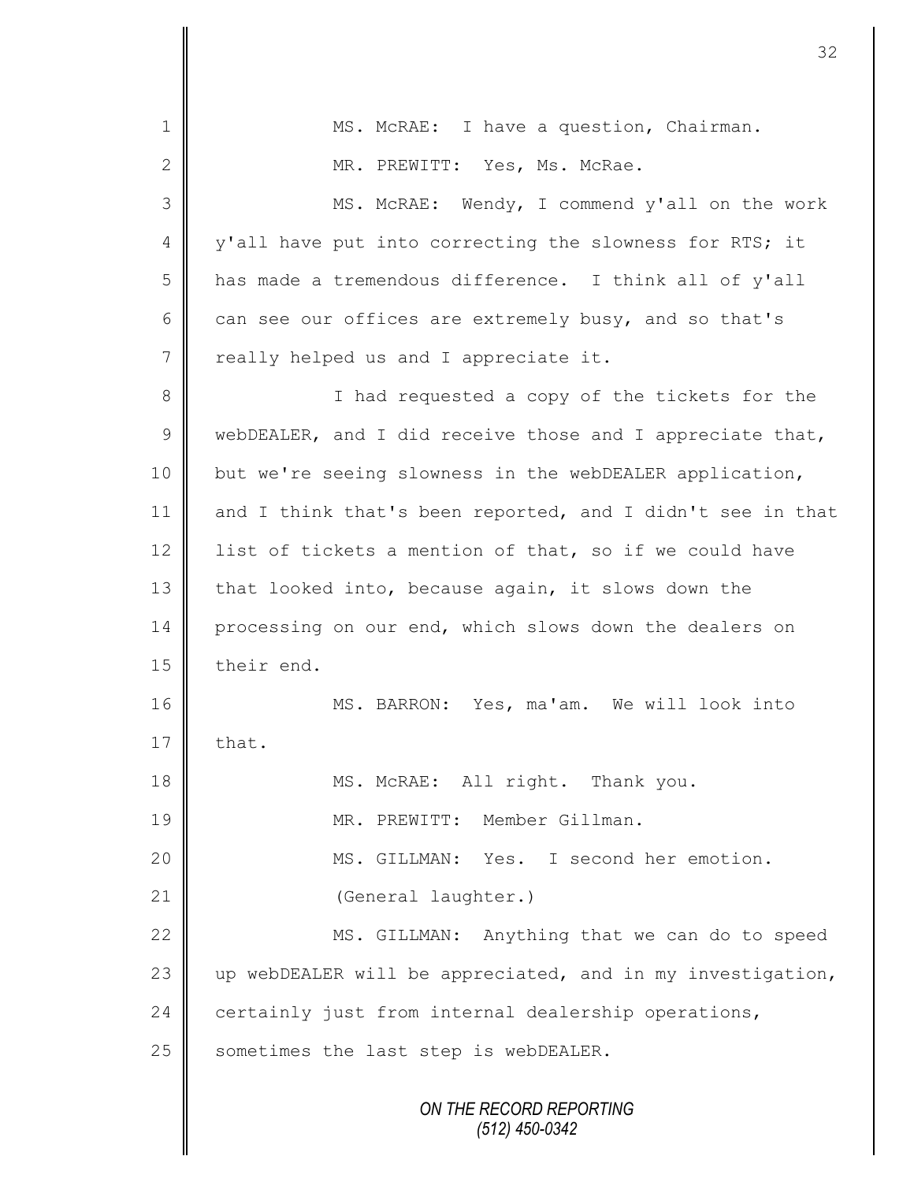MS. McRAE: I have a question, Chairman.

MR. PREWITT: Yes, Ms. McRae.

MS. McRAE: Wendy, I commend y'all on the work y'all have put into correcting the slowness for RTS; it has made a tremendous difference. I think all of y'all can see our offices are extremely busy, and so that's really helped us and I appreciate it.

I had requested a copy of the tickets for the webDEALER, and I did receive those and I appreciate that, but we're seeing slowness in the webDEALER application, and I think that's been reported, and I didn't see in that list of tickets a mention of that, so if we could have that looked into, because again, it slows down the processing on our end, which slows down the dealers on their end.

MS. BARRON: Yes, ma'am. We will look into that.

MS. McRAE: All right. Thank you.

MR. PREWITT: Member Gillman.

MS. GILLMAN: Yes. I second her emotion.

(General laughter.)

MS. GILLMAN: Anything that we can do to speed up webDEALER will be appreciated, and in my investigation, certainly just from internal dealership operations, sometimes the last step is webDEALER.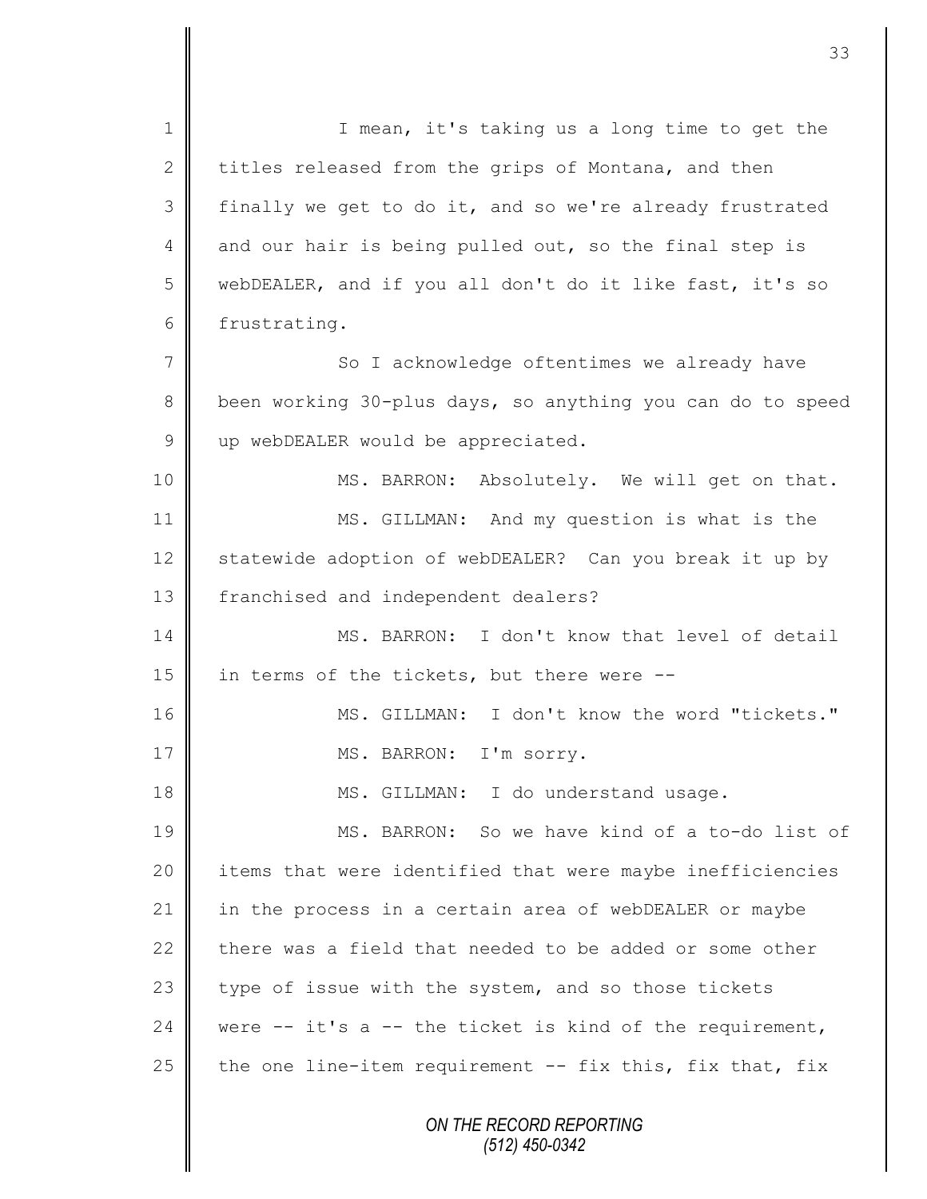I mean, it's taking us a long time to get the titles released from the grips of Montana, and then finally we get to do it, and so we're already frustrated and our hair is being pulled out, so the final step is webDEALER, and if you all don't do it like fast, it's so frustrating.

So I acknowledge oftentimes we already have been working 30-plus days, so anything you can do to speed up webDEALER would be appreciated.

MS. BARRON: Absolutely. We will get on that.

MS. GILLMAN: And my question is what is the statewide adoption of webDEALER? Can you break it up by franchised and independent dealers?

MS. BARRON: I don't know that level of detail in terms of the tickets, but there were --

MS. GILLMAN: I don't know the word "tickets."

MS. BARRON: I'm sorry.

MS. GILLMAN: I do understand usage.

MS. BARRON: So we have kind of a to-do list of items that were identified that were maybe inefficiencies in the process in a certain area of webDEALER or maybe there was a field that needed to be added or some other type of issue with the system, and so those tickets were -- it's a -- the ticket is kind of the requirement, the one line-item requirement -- fix this, fix that, fix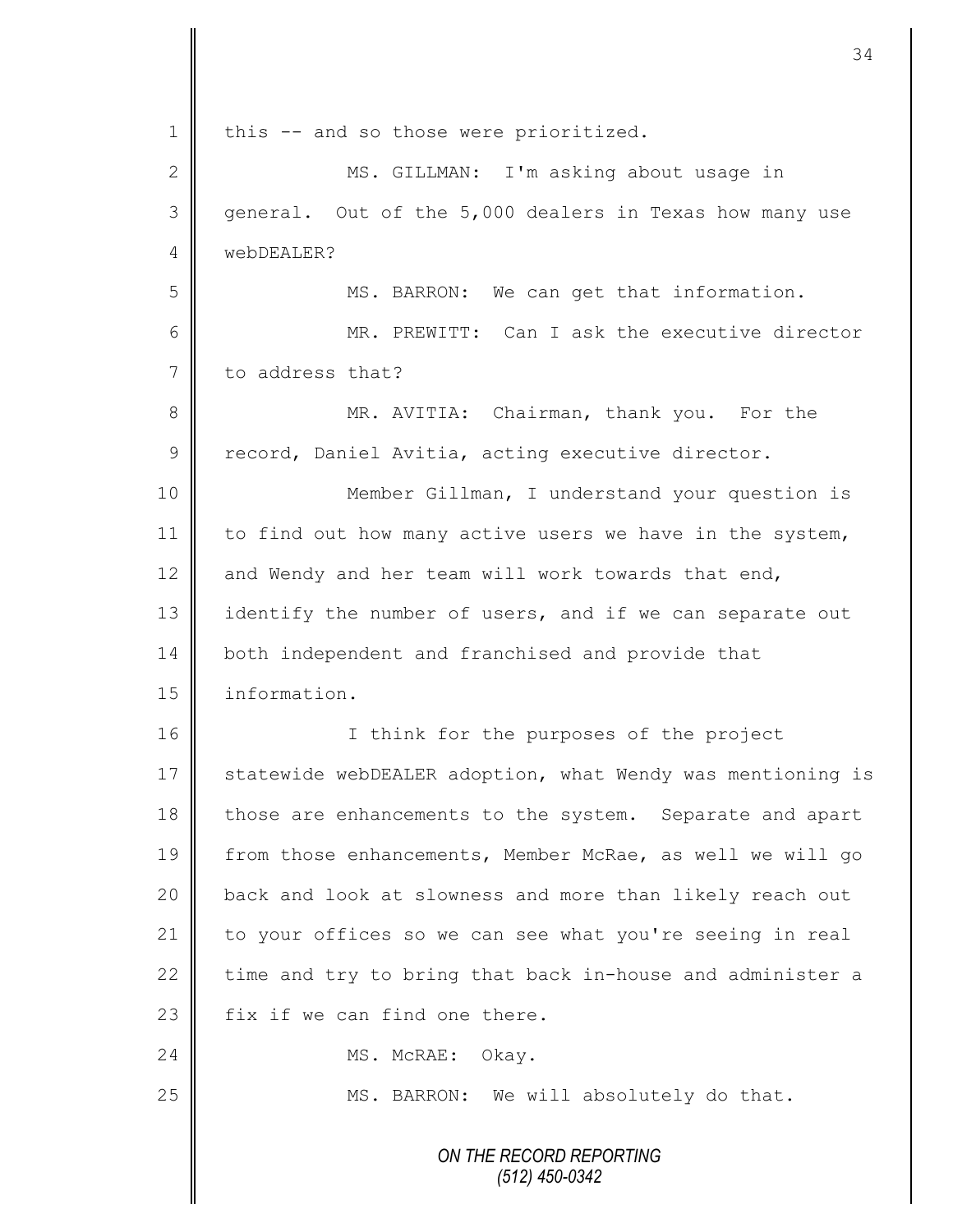1 this -- and so those were prioritized.

2 MS. GILLMAN: I'm asking about usage in

3 general. Out of the 5,000 dealers in Texas how many use

4 webDEALER?

5 MS. BARRON: We can get that information.

6 MR. PREWITT: Can I ask the executive director

7 to address that?

8 MR. AVITIA: Chairman, thank you. For the

9 record, Daniel Avitia, acting executive director.

10 Member Gillman, I understand your question is

11 to find out how many active users we have in the system,

12 and Wendy and her team will work towards that end,

13 identify the number of users, and if we can separate out

14 both independent and franchised and provide that

15 information.

16 I think for the purposes of the project

17 statewide webDEALER adoption, what Wendy was mentioning is

18 those are enhancements to the system. Separate and apart

19 from those enhancements, Member McRae, as well we will go

20 back and look at slowness and more than likely reach out

21 to your offices so we can see what you're seeing in real

22 time and try to bring that back in-house and administer a

23 fix if we can find one there.

24 MS. McRAE: Okay.

25 MS. BARRON: We will absolutely do that.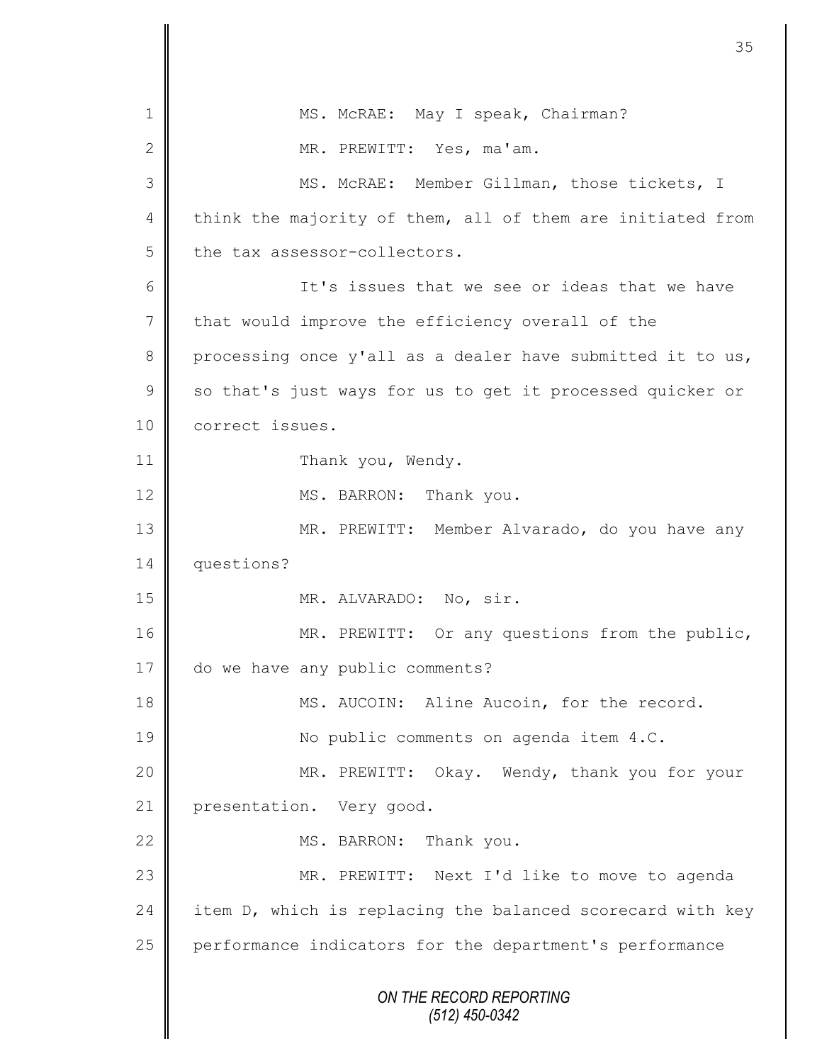MS. McRAE: May I speak, Chairman?

MR. PREWITT: Yes, ma'am.

MS. McRAE: Member Gillman, those tickets, I think the majority of them, all of them are initiated from the tax assessor-collectors.

It's issues that we see or ideas that we have that would improve the efficiency overall of the processing once y'all as a dealer have submitted it to us, so that's just ways for us to get it processed quicker or correct issues.

Thank you, Wendy.

MS. BARRON: Thank you.

MR. PREWITT: Member Alvarado, do you have any questions?

MR. ALVARADO: No, sir.

MR. PREWITT: Or any questions from the public, do we have any public comments?

MS. AUCOIN: Aline Aucoin, for the record.

No public comments on agenda item 4.C.

MR. PREWITT: Okay. Wendy, thank you for your presentation. Very good.

MS. BARRON: Thank you.

MR. PREWITT: Next I'd like to move to agenda item D, which is replacing the balanced scorecard with key performance indicators for the department's performance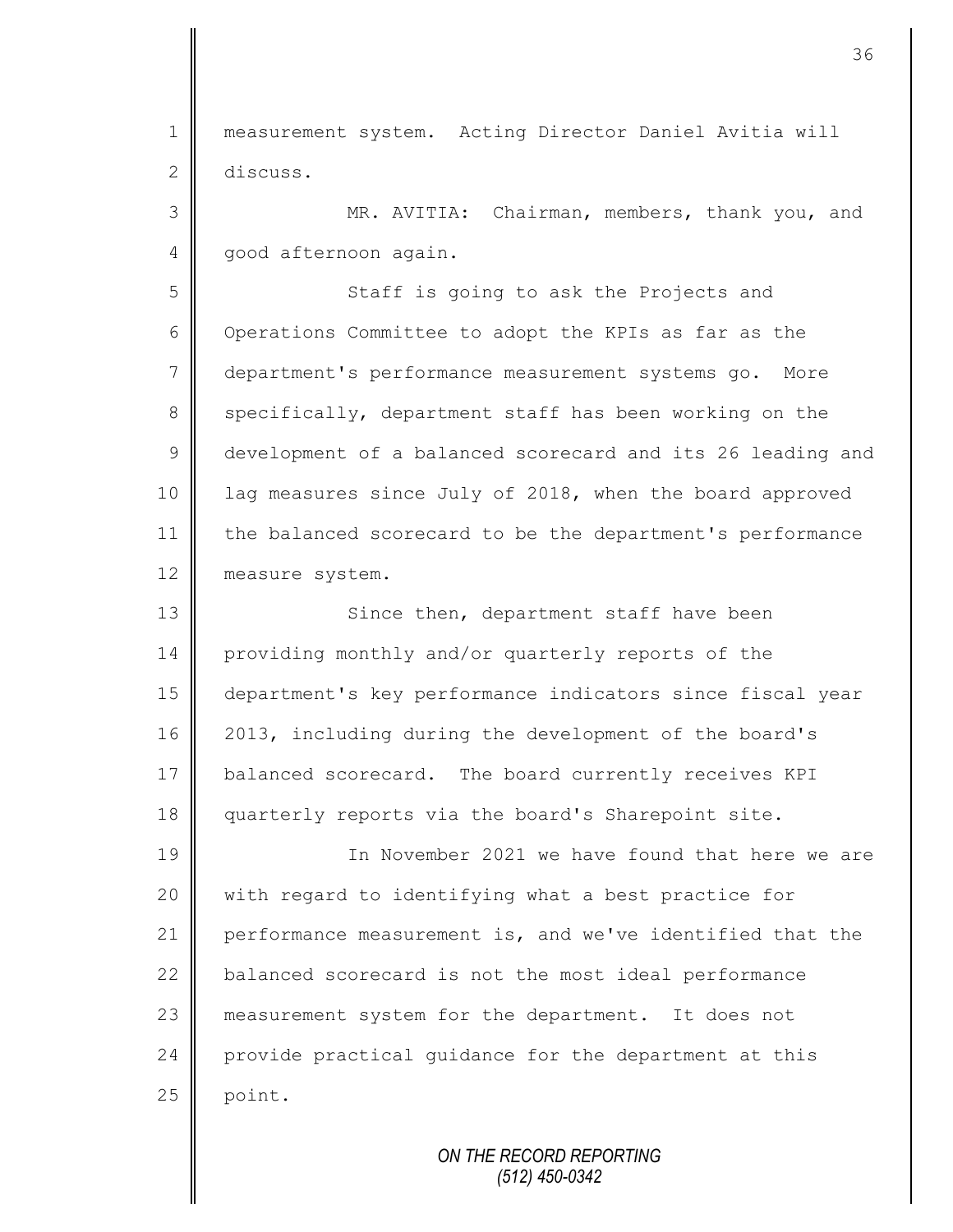measurement system. Acting Director Daniel Avitia will discuss.

MR. AVITIA: Chairman, members, thank you, and good afternoon again.

Staff is going to ask the Projects and Operations Committee to adopt the KPIs as far as the department's performance measurement systems go. More specifically, department staff has been working on the development of a balanced scorecard and its 26 leading and lag measures since July of 2018, when the board approved the balanced scorecard to be the department's performance measure system.

Since then, department staff have been providing monthly and/or quarterly reports of the department's key performance indicators since fiscal year 2013, including during the development of the board's balanced scorecard. The board currently receives KPI quarterly reports via the board's Sharepoint site.

In November 2021 we have found that here we are with regard to identifying what a best practice for performance measurement is, and we've identified that the balanced scorecard is not the most ideal performance measurement system for the department. It does not provide practical guidance for the department at this point.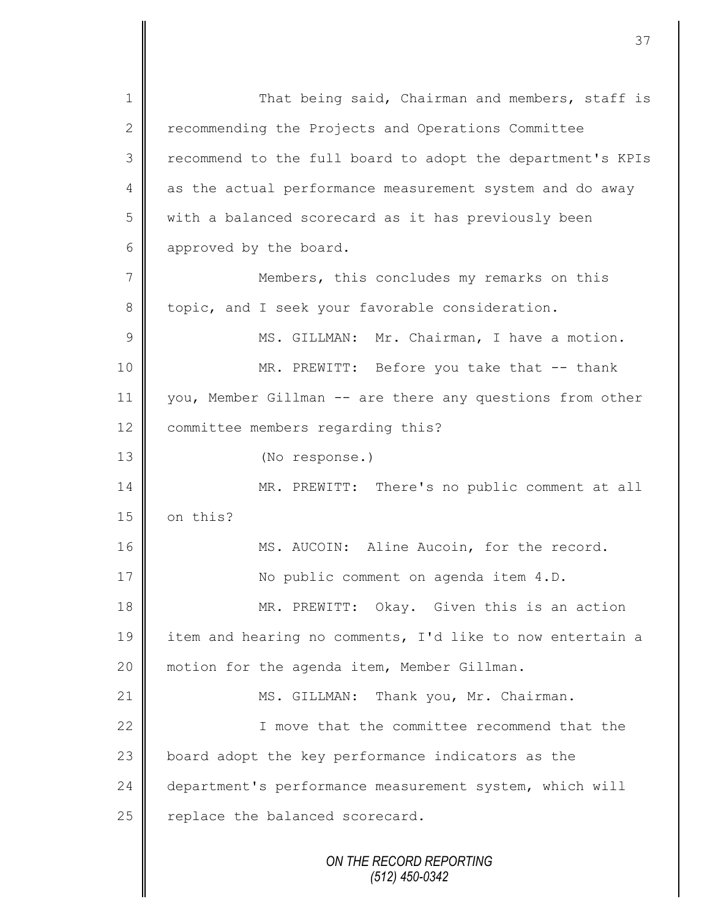That being said, Chairman and members, staff is recommending the Projects and Operations Committee recommend to the full board to adopt the department's KPIs as the actual performance measurement system and do away with a balanced scorecard as it has previously been approved by the board.

Members, this concludes my remarks on this topic, and I seek your favorable consideration.

MS. GILLMAN: Mr. Chairman, I have a motion.

MR. PREWITT: Before you take that -- thank you, Member Gillman -- are there any questions from other committee members regarding this?

(No response.)

MR. PREWITT: There's no public comment at all on this?

MS. AUCOIN: Aline Aucoin, for the record.

No public comment on agenda item 4.D.

MR. PREWITT: Okay. Given this is an action item and hearing no comments, I'd like to now entertain a motion for the agenda item, Member Gillman.

MS. GILLMAN: Thank you, Mr. Chairman.

I move that the committee recommend that the board adopt the key performance indicators as the department's performance measurement system, which will replace the balanced scorecard.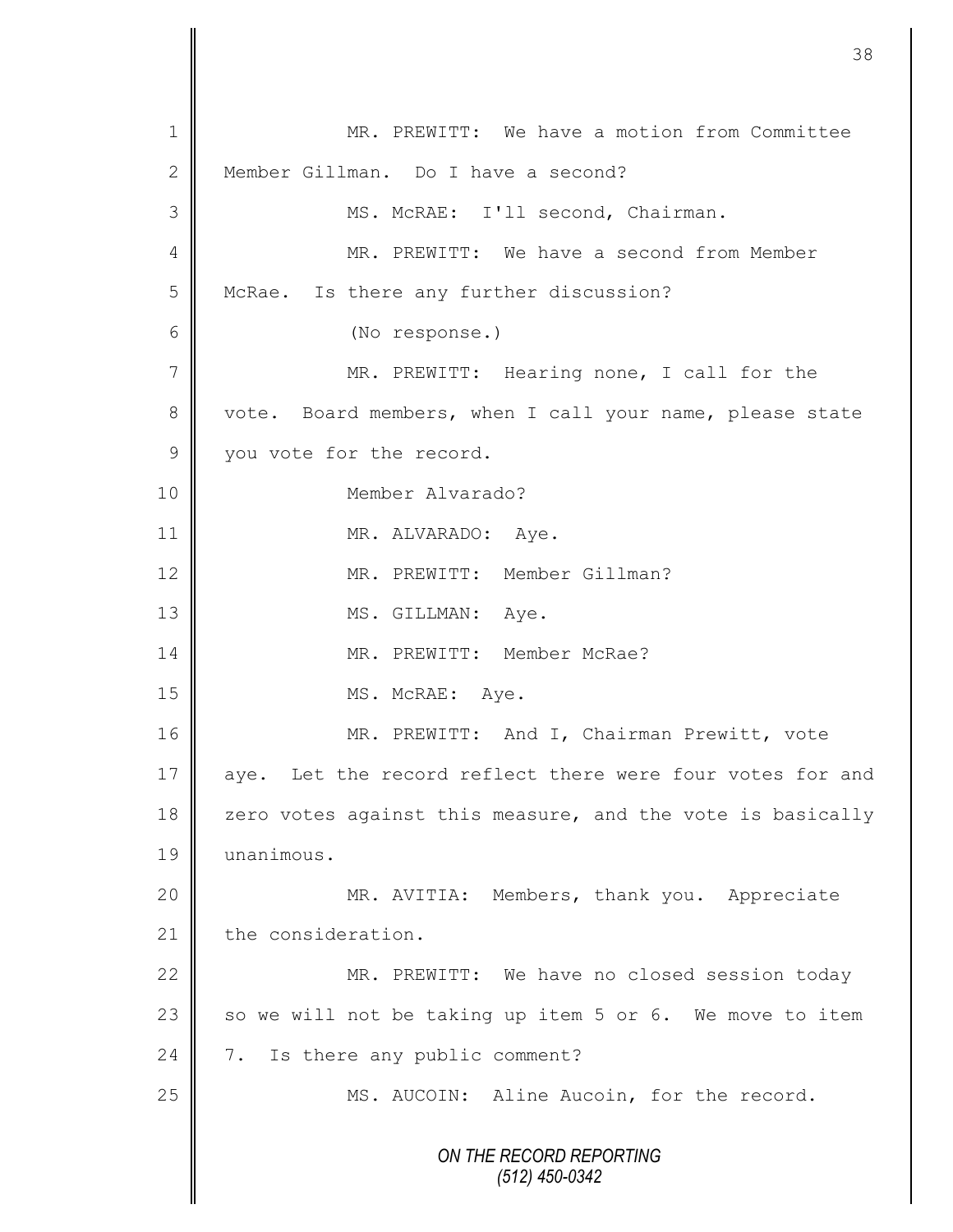MR. PREWITT: We have a motion from Committee Member Gillman. Do I have a second?

MS. McRAE: I'll second, Chairman.

MR. PREWITT: We have a second from Member McRae. Is there any further discussion?

(No response.)

MR. PREWITT: Hearing none, I call for the vote. Board members, when I call your name, please state you vote for the record.

Member Alvarado?

MR. ALVARADO: Aye.

MR. PREWITT: Member Gillman?

MS. GILLMAN: Aye.

MR. PREWITT: Member McRae?

MS. McRAE: Aye.

MR. PREWITT: And I, Chairman Prewitt, vote aye. Let the record reflect there were four votes for and zero votes against this measure, and the vote is basically unanimous.

MR. AVITIA: Members, thank you. Appreciate the consideration.

MR. PREWITT: We have no closed session today so we will not be taking up item 5 or 6. We move to item 7. Is there any public comment?

MS. AUCOIN: Aline Aucoin, for the record.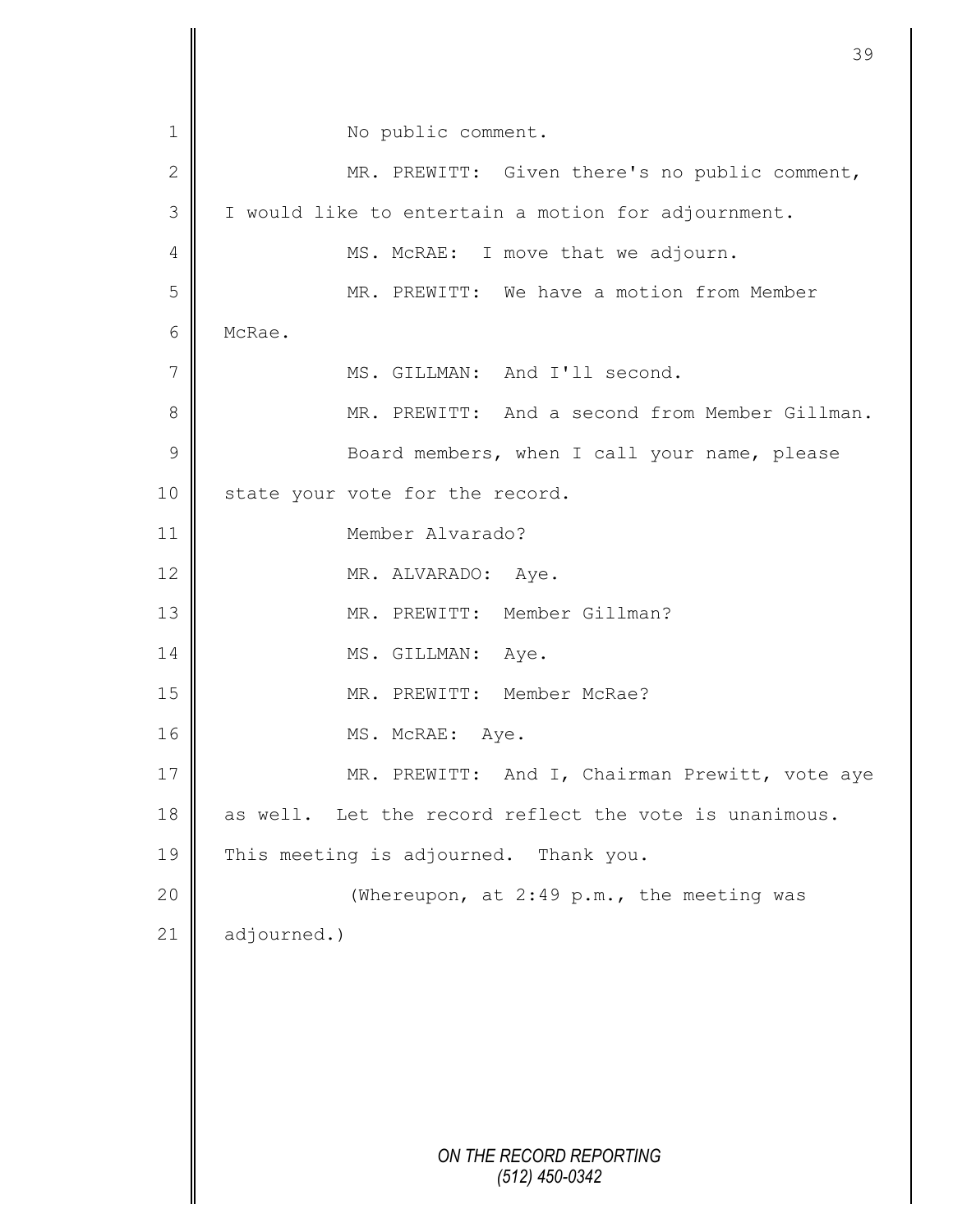No public comment.

MR. PREWITT: Given there's no public comment, I would like to entertain a motion for adjournment.

MS. McRAE: I move that we adjourn.

MR. PREWITT: We have a motion from Member McRae.

MS. GILLMAN: And I'll second.

MR. PREWITT: And a second from Member Gillman.

Board members, when I call your name, please state your vote for the record.

Member Alvarado?

MR. ALVARADO: Aye.

MR. PREWITT: Member Gillman?

MS. GILLMAN: Aye.

MR. PREWITT: Member McRae?

MS. McRAE: Aye.

MR. PREWITT: And I, Chairman Prewitt, vote aye as well. Let the record reflect the vote is unanimous. This meeting is adjourned. Thank you.

(Whereupon, at 2:49 p.m., the meeting was adjourned.)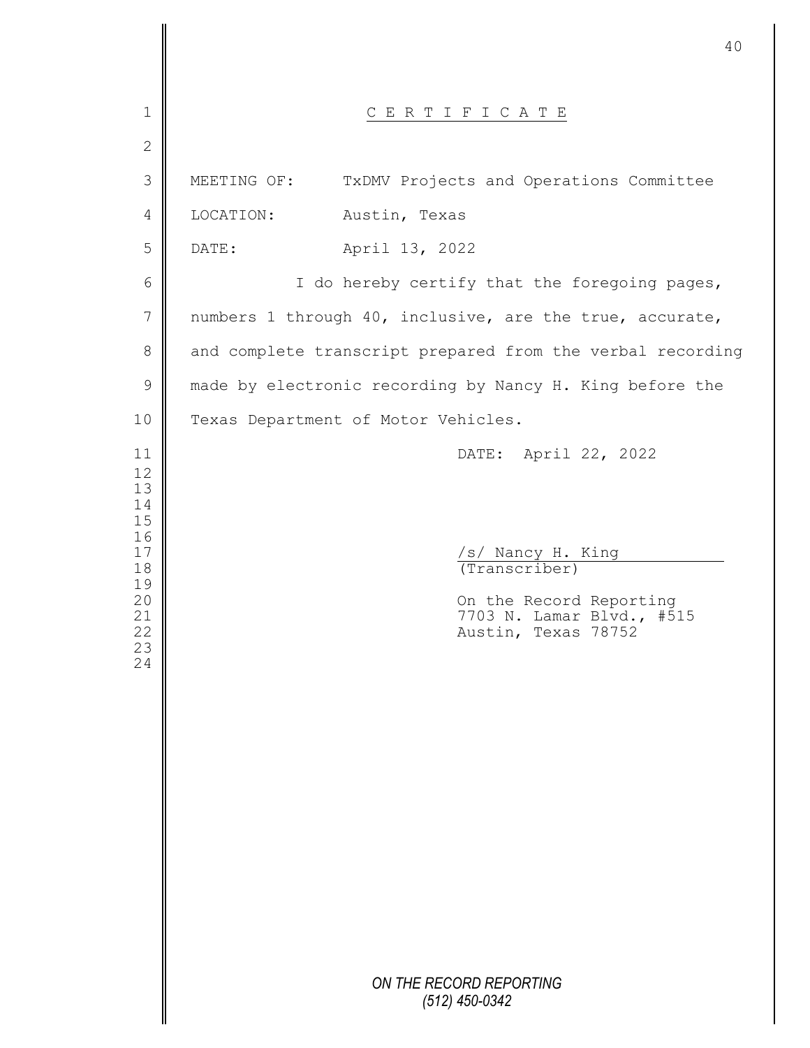# C E R T I F I C A T E

MEETING OF: TxDMV Projects and Operations Committee

LOCATION: Austin, Texas

DATE: April 13, 2022

I do hereby certify that the foregoing pages, numbers 1 through 40, inclusive, are the true, accurate, and complete transcript prepared from the verbal recording made by electronic recording by Nancy H. King before the Texas Department of Motor Vehicles.

DATE: April 22, 2022

/s/ Nancy H. King
(Transcriber)

On the Record Reporting
7703 N. Lamar Blvd., #515
Austin, Texas 78752